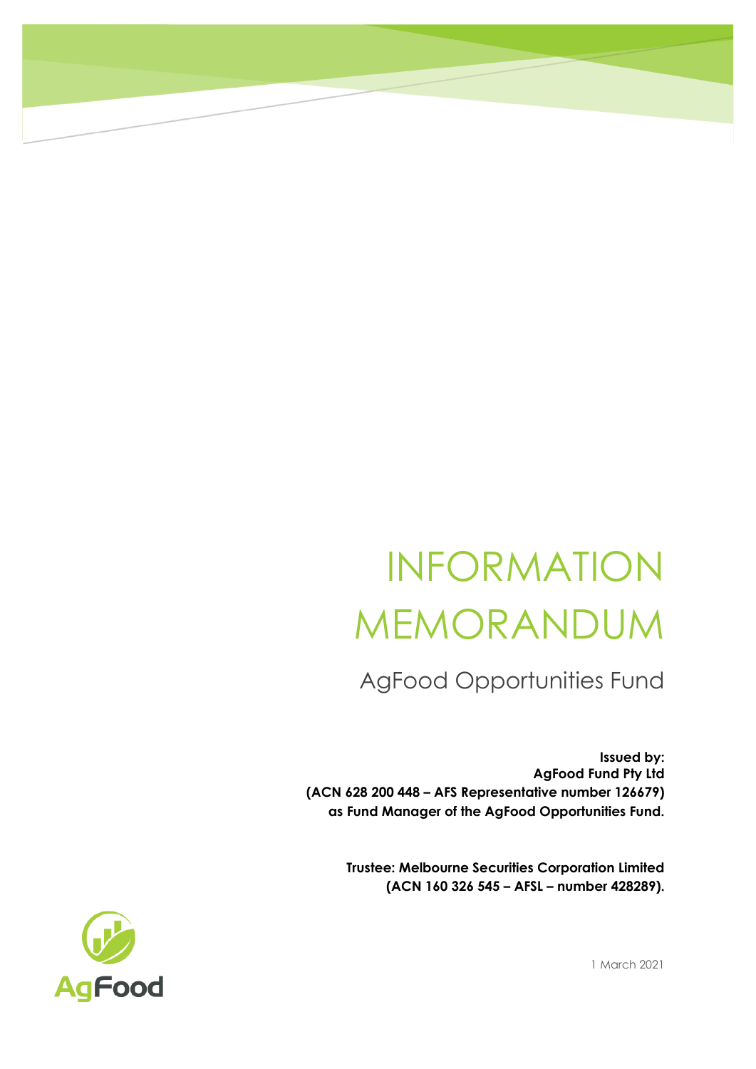# INFORMATION MEMORANDUM

## AgFood Opportunities Fund

**Issued by:**
**AgFood Fund Pty Ltd**
**(ACN 628 200 448 – AFS Representative number 126679)**
**as Fund Manager of the AgFood Opportunities Fund.**

**Trustee: Melbourne Securities Corporation Limited**
**(ACN 160 326 545 – AFSL – number 428289).**

AgFood

1 March 2021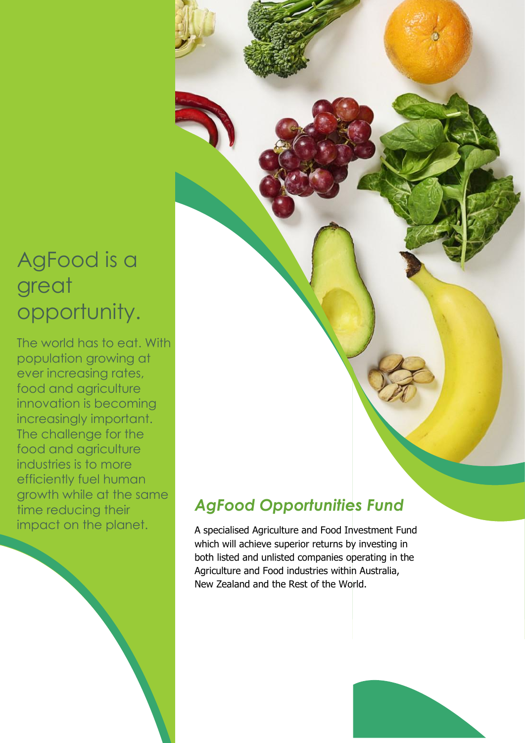# AgFood is a great opportunity.

The world has to eat. With population growing at ever increasing rates, food and agriculture innovation is becoming increasingly important. The challenge for the food and agriculture industries is to more efficiently fuel human growth while at the same time reducing their impact on the planet.

## *AgFood Opportunities Fund*

A specialised Agriculture and Food Investment Fund which will achieve superior returns by investing in both listed and unlisted companies operating in the Agriculture and Food industries within Australia, New Zealand and the Rest of the World.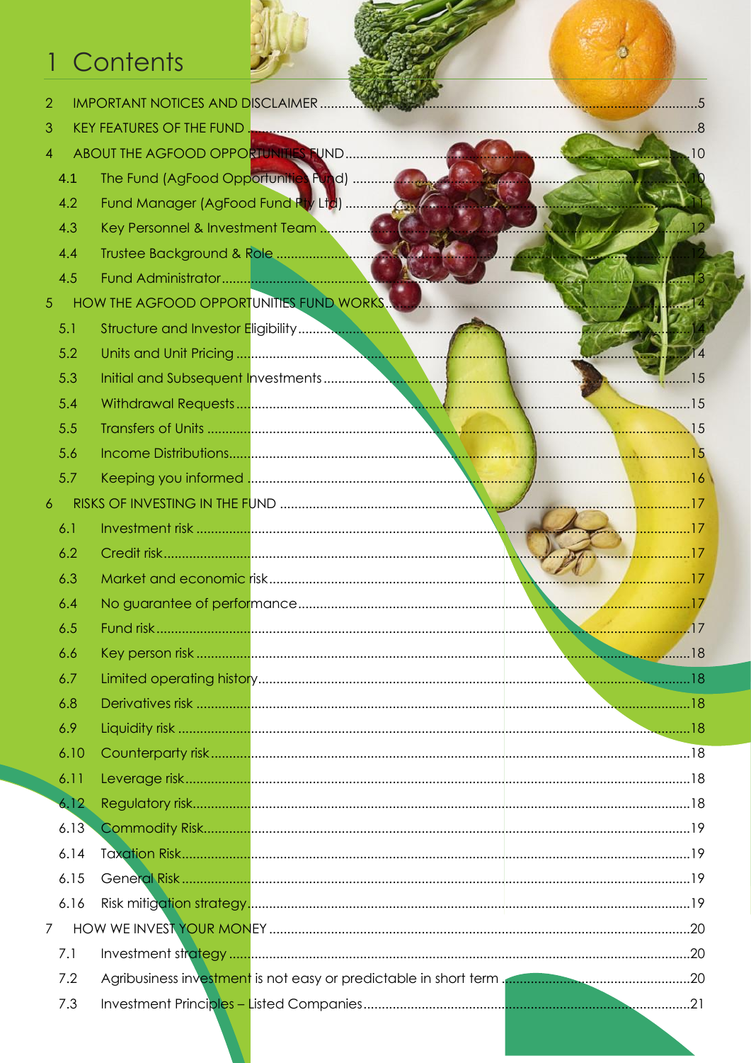# 1 Contents

2 IMPORTANT NOTICES AND DISCLAIMER ....... 5

3 KEY FEATURES OF THE FUND ....... 8

4 ABOUT THE AGFOOD OPPORTUNITIES FUND ....... 10

- 4.1 The Fund (AgFood Opportunities Fund) ....... 10
- 4.2 Fund Manager (AgFood Fund Pty Ltd) ....... 11
- 4.3 Key Personnel & Investment Team ....... 12
- 4.4 Trustee Background & Role ....... 12
- 4.5 Fund Administrator ....... 13

5 HOW THE AGFOOD OPPORTUNITIES FUND WORKS ....... 14

- 5.1 Structure and Investor Eligibility ....... 14
- 5.2 Units and Unit Pricing ....... 14
- 5.3 Initial and Subsequent Investments ....... 15
- 5.4 Withdrawal Requests ....... 15
- 5.5 Transfers of Units ....... 15
- 5.6 Income Distributions ....... 15
- 5.7 Keeping you informed ....... 16

6 RISKS OF INVESTING IN THE FUND ....... 17

- 6.1 Investment risk ....... 17
- 6.2 Credit risk ....... 17
- 6.3 Market and economic risk ....... 17
- 6.4 No guarantee of performance ....... 17
- 6.5 Fund risk ....... 17
- 6.6 Key person risk ....... 18
- 6.7 Limited operating history ....... 18
- 6.8 Derivatives risk ....... 18
- 6.9 Liquidity risk ....... 18
- 6.10 Counterparty risk ....... 18
- 6.11 Leverage risk ....... 18
- 6.12 Regulatory risk ....... 18
- 6.13 Commodity Risk ....... 19
- 6.14 Taxation Risk ....... 19
- 6.15 General Risk ....... 19
- 6.16 Risk mitigation strategy ....... 19

7 HOW WE INVEST YOUR MONEY ....... 20

- 7.1 Investment strategy ....... 20
- 7.2 Agribusiness investment is not easy or predictable in short term ....... 20
- 7.3 Investment Principles – Listed Companies ....... 21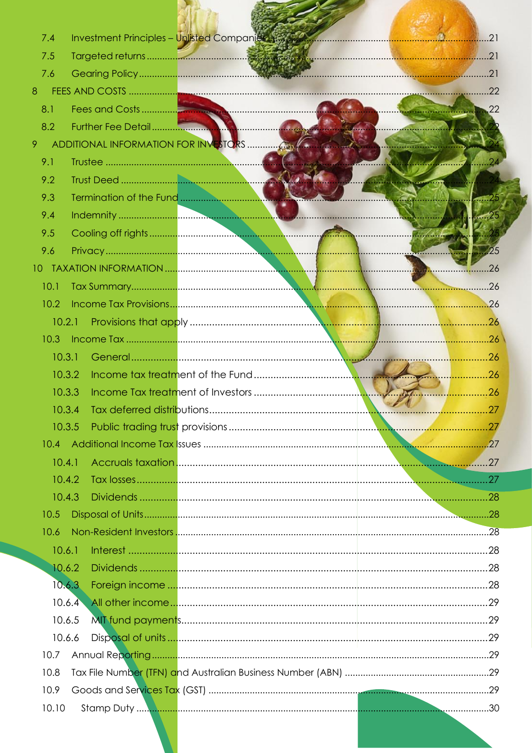- 7.4 Investment Principles – Unlisted Companies ....................21
- 7.5 Targeted returns ....................21
- 7.6 Gearing Policy ....................21

8 FEES AND COSTS ....................22

- 8.1 Fees and Costs ....................22
- 8.2 Further Fee Detail ....................22

9 ADDITIONAL INFORMATION FOR INVESTORS ....................24

- 9.1 Trustee ....................24
- 9.2 Trust Deed ....................24
- 9.3 Termination of the Fund ....................25
- 9.4 Indemnity ....................25
- 9.5 Cooling off rights ....................25
- 9.6 Privacy ....................25

10 TAXATION INFORMATION ....................26

- 10.1 Tax Summary ....................26
- 10.2 Income Tax Provisions ....................26
  - 10.2.1 Provisions that apply ....................26
- 10.3 Income Tax ....................26
  - 10.3.1 General ....................26
  - 10.3.2 Income tax treatment of the Fund ....................26
  - 10.3.3 Income Tax treatment of Investors ....................26
  - 10.3.4 Tax deferred distributions ....................27
  - 10.3.5 Public trading trust provisions ....................27
- 10.4 Additional Income Tax Issues ....................27
  - 10.4.1 Accruals taxation ....................27
  - 10.4.2 Tax losses ....................27
  - 10.4.3 Dividends ....................28
- 10.5 Disposal of Units ....................28
- 10.6 Non-Resident Investors ....................28
  - 10.6.1 Interest ....................28
  - 10.6.2 Dividends ....................28
  - 10.6.3 Foreign income ....................28
  - 10.6.4 All other income ....................29
  - 10.6.5 MIT fund payments ....................29
  - 10.6.6 Disposal of units ....................29
- 10.7 Annual Reporting ....................29
- 10.8 Tax File Number (TFN) and Australian Business Number (ABN) ....................29
- 10.9 Goods and Services Tax (GST) ....................29
- 10.10 Stamp Duty ....................30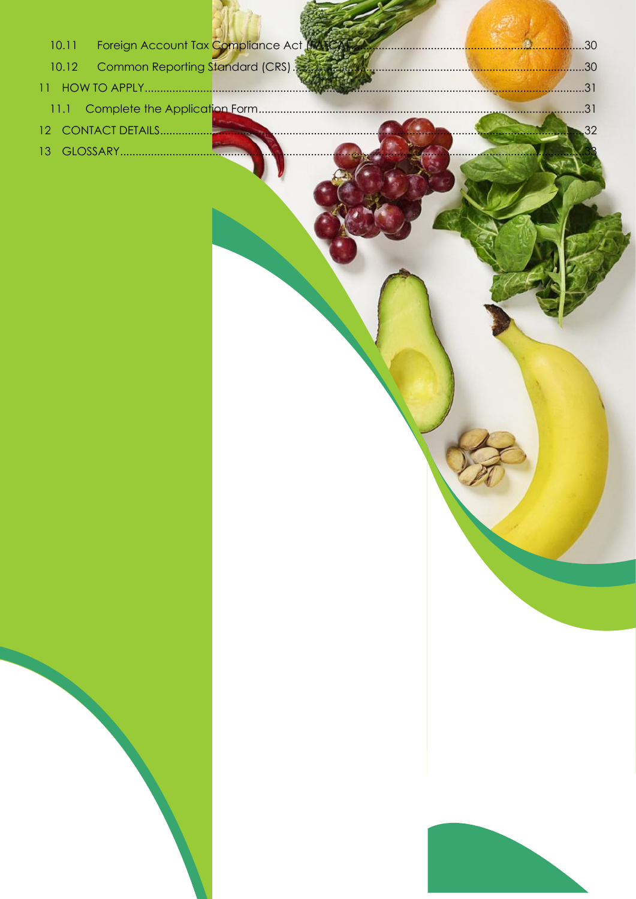10.11 Foreign Account Tax Compliance Act (FATCA) ........ 30

10.12 Common Reporting Standard (CRS) ........ 30

11 HOW TO APPLY ........ 31

11.1 Complete the Application Form ........ 31

12 CONTACT DETAILS ........ 32

13 GLOSSARY ........ 33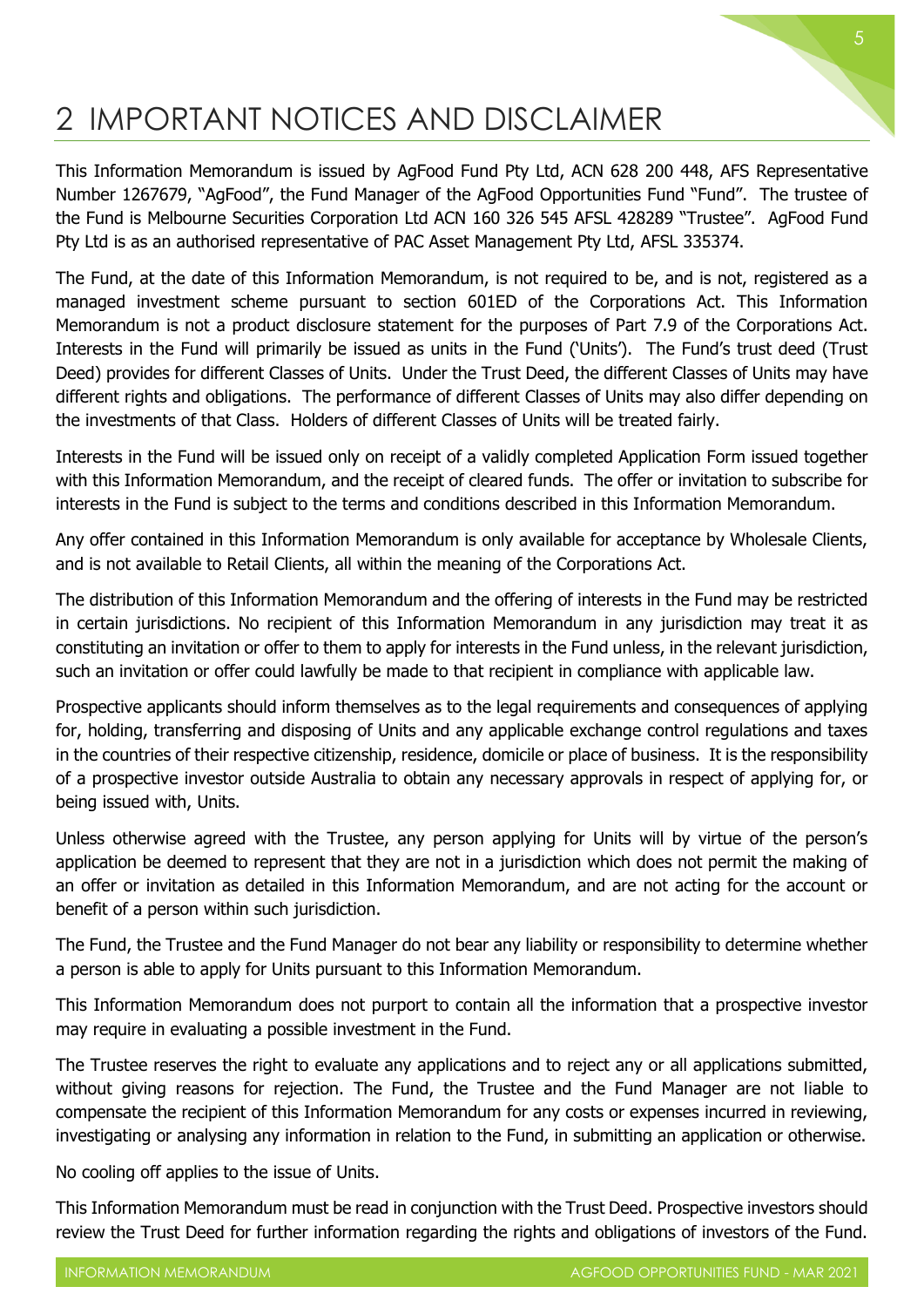# 2 IMPORTANT NOTICES AND DISCLAIMER

This Information Memorandum is issued by AgFood Fund Pty Ltd, ACN 628 200 448, AFS Representative Number 1267679, "AgFood", the Fund Manager of the AgFood Opportunities Fund "Fund". The trustee of the Fund is Melbourne Securities Corporation Ltd ACN 160 326 545 AFSL 428289 "Trustee". AgFood Fund Pty Ltd is as an authorised representative of PAC Asset Management Pty Ltd, AFSL 335374.

The Fund, at the date of this Information Memorandum, is not required to be, and is not, registered as a managed investment scheme pursuant to section 601ED of the Corporations Act. This Information Memorandum is not a product disclosure statement for the purposes of Part 7.9 of the Corporations Act. Interests in the Fund will primarily be issued as units in the Fund ('Units'). The Fund's trust deed (Trust Deed) provides for different Classes of Units. Under the Trust Deed, the different Classes of Units may have different rights and obligations. The performance of different Classes of Units may also differ depending on the investments of that Class. Holders of different Classes of Units will be treated fairly.

Interests in the Fund will be issued only on receipt of a validly completed Application Form issued together with this Information Memorandum, and the receipt of cleared funds. The offer or invitation to subscribe for interests in the Fund is subject to the terms and conditions described in this Information Memorandum.

Any offer contained in this Information Memorandum is only available for acceptance by Wholesale Clients, and is not available to Retail Clients, all within the meaning of the Corporations Act.

The distribution of this Information Memorandum and the offering of interests in the Fund may be restricted in certain jurisdictions. No recipient of this Information Memorandum in any jurisdiction may treat it as constituting an invitation or offer to them to apply for interests in the Fund unless, in the relevant jurisdiction, such an invitation or offer could lawfully be made to that recipient in compliance with applicable law.

Prospective applicants should inform themselves as to the legal requirements and consequences of applying for, holding, transferring and disposing of Units and any applicable exchange control regulations and taxes in the countries of their respective citizenship, residence, domicile or place of business. It is the responsibility of a prospective investor outside Australia to obtain any necessary approvals in respect of applying for, or being issued with, Units.

Unless otherwise agreed with the Trustee, any person applying for Units will by virtue of the person's application be deemed to represent that they are not in a jurisdiction which does not permit the making of an offer or invitation as detailed in this Information Memorandum, and are not acting for the account or benefit of a person within such jurisdiction.

The Fund, the Trustee and the Fund Manager do not bear any liability or responsibility to determine whether a person is able to apply for Units pursuant to this Information Memorandum.

This Information Memorandum does not purport to contain all the information that a prospective investor may require in evaluating a possible investment in the Fund.

The Trustee reserves the right to evaluate any applications and to reject any or all applications submitted, without giving reasons for rejection. The Fund, the Trustee and the Fund Manager are not liable to compensate the recipient of this Information Memorandum for any costs or expenses incurred in reviewing, investigating or analysing any information in relation to the Fund, in submitting an application or otherwise.

No cooling off applies to the issue of Units.

This Information Memorandum must be read in conjunction with the Trust Deed. Prospective investors should review the Trust Deed for further information regarding the rights and obligations of investors of the Fund.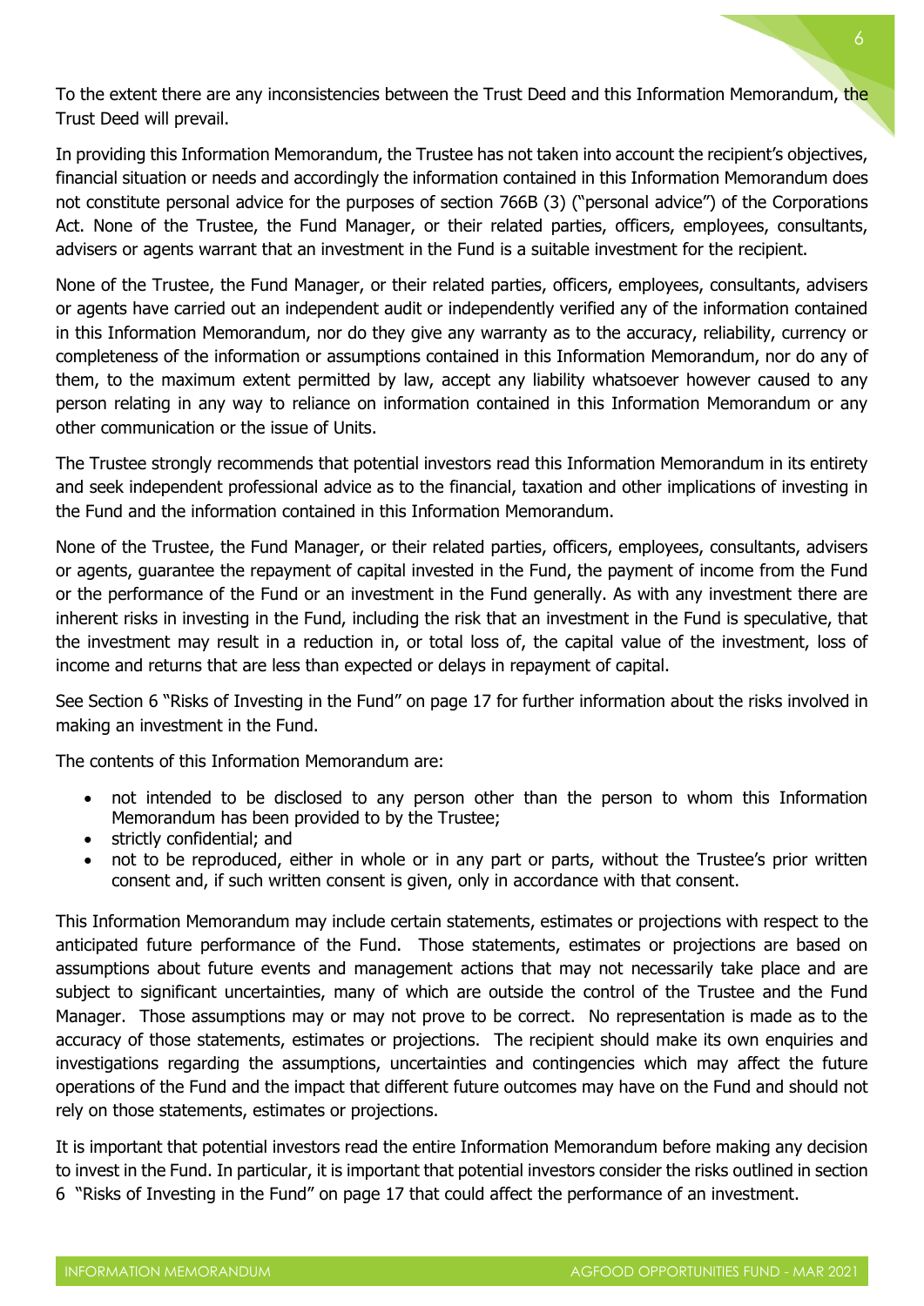To the extent there are any inconsistencies between the Trust Deed and this Information Memorandum, the Trust Deed will prevail.

In providing this Information Memorandum, the Trustee has not taken into account the recipient's objectives, financial situation or needs and accordingly the information contained in this Information Memorandum does not constitute personal advice for the purposes of section 766B (3) ("personal advice") of the Corporations Act. None of the Trustee, the Fund Manager, or their related parties, officers, employees, consultants, advisers or agents warrant that an investment in the Fund is a suitable investment for the recipient.

None of the Trustee, the Fund Manager, or their related parties, officers, employees, consultants, advisers or agents have carried out an independent audit or independently verified any of the information contained in this Information Memorandum, nor do they give any warranty as to the accuracy, reliability, currency or completeness of the information or assumptions contained in this Information Memorandum, nor do any of them, to the maximum extent permitted by law, accept any liability whatsoever however caused to any person relating in any way to reliance on information contained in this Information Memorandum or any other communication or the issue of Units.

The Trustee strongly recommends that potential investors read this Information Memorandum in its entirety and seek independent professional advice as to the financial, taxation and other implications of investing in the Fund and the information contained in this Information Memorandum.

None of the Trustee, the Fund Manager, or their related parties, officers, employees, consultants, advisers or agents, guarantee the repayment of capital invested in the Fund, the payment of income from the Fund or the performance of the Fund or an investment in the Fund generally. As with any investment there are inherent risks in investing in the Fund, including the risk that an investment in the Fund is speculative, that the investment may result in a reduction in, or total loss of, the capital value of the investment, loss of income and returns that are less than expected or delays in repayment of capital.

See Section 6 "Risks of Investing in the Fund" on page 17 for further information about the risks involved in making an investment in the Fund.

The contents of this Information Memorandum are:

- not intended to be disclosed to any person other than the person to whom this Information Memorandum has been provided to by the Trustee;
- strictly confidential; and
- not to be reproduced, either in whole or in any part or parts, without the Trustee's prior written consent and, if such written consent is given, only in accordance with that consent.

This Information Memorandum may include certain statements, estimates or projections with respect to the anticipated future performance of the Fund. Those statements, estimates or projections are based on assumptions about future events and management actions that may not necessarily take place and are subject to significant uncertainties, many of which are outside the control of the Trustee and the Fund Manager. Those assumptions may or may not prove to be correct. No representation is made as to the accuracy of those statements, estimates or projections. The recipient should make its own enquiries and investigations regarding the assumptions, uncertainties and contingencies which may affect the future operations of the Fund and the impact that different future outcomes may have on the Fund and should not rely on those statements, estimates or projections.

It is important that potential investors read the entire Information Memorandum before making any decision to invest in the Fund. In particular, it is important that potential investors consider the risks outlined in section 6 "Risks of Investing in the Fund" on page 17 that could affect the performance of an investment.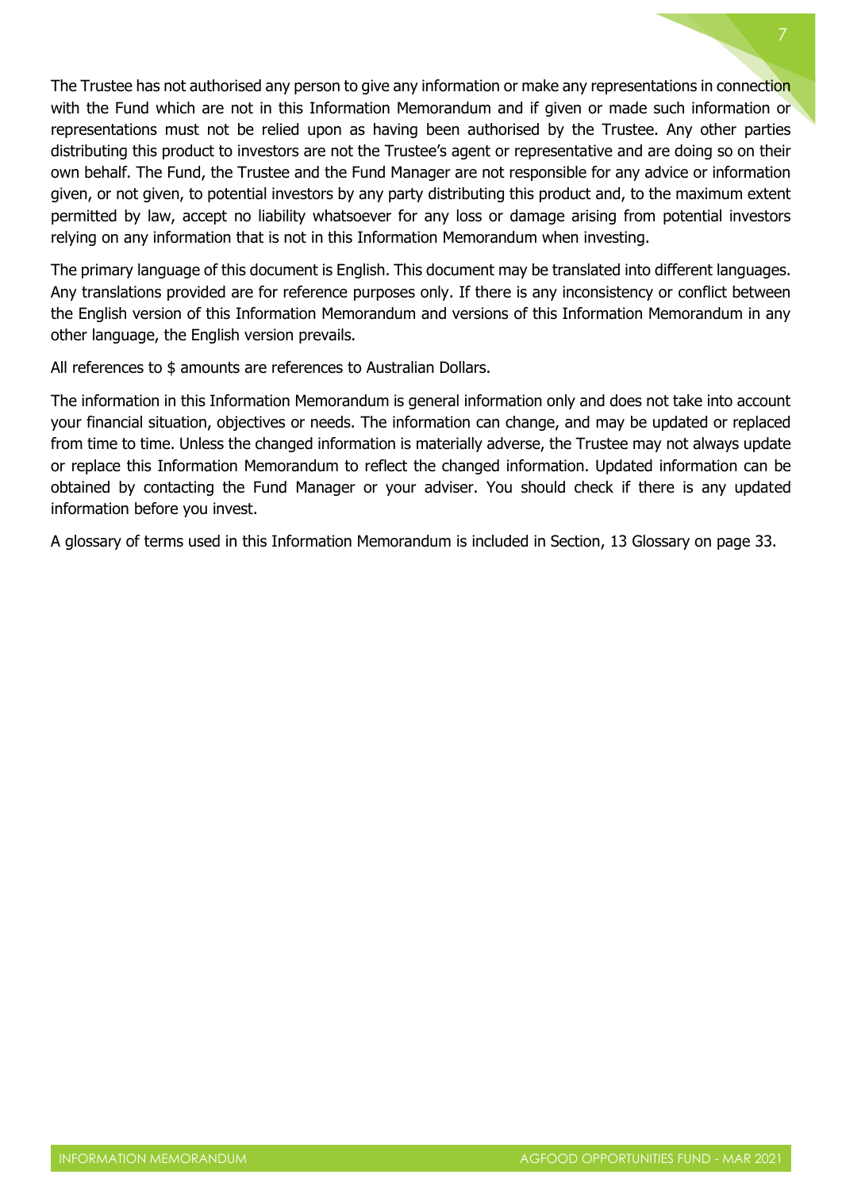The Trustee has not authorised any person to give any information or make any representations in connection with the Fund which are not in this Information Memorandum and if given or made such information or representations must not be relied upon as having been authorised by the Trustee. Any other parties distributing this product to investors are not the Trustee's agent or representative and are doing so on their own behalf. The Fund, the Trustee and the Fund Manager are not responsible for any advice or information given, or not given, to potential investors by any party distributing this product and, to the maximum extent permitted by law, accept no liability whatsoever for any loss or damage arising from potential investors relying on any information that is not in this Information Memorandum when investing.

The primary language of this document is English. This document may be translated into different languages. Any translations provided are for reference purposes only. If there is any inconsistency or conflict between the English version of this Information Memorandum and versions of this Information Memorandum in any other language, the English version prevails.

All references to $ amounts are references to Australian Dollars.

The information in this Information Memorandum is general information only and does not take into account your financial situation, objectives or needs. The information can change, and may be updated or replaced from time to time. Unless the changed information is materially adverse, the Trustee may not always update or replace this Information Memorandum to reflect the changed information. Updated information can be obtained by contacting the Fund Manager or your adviser. You should check if there is any updated information before you invest.

A glossary of terms used in this Information Memorandum is included in Section, 13 Glossary on page 33.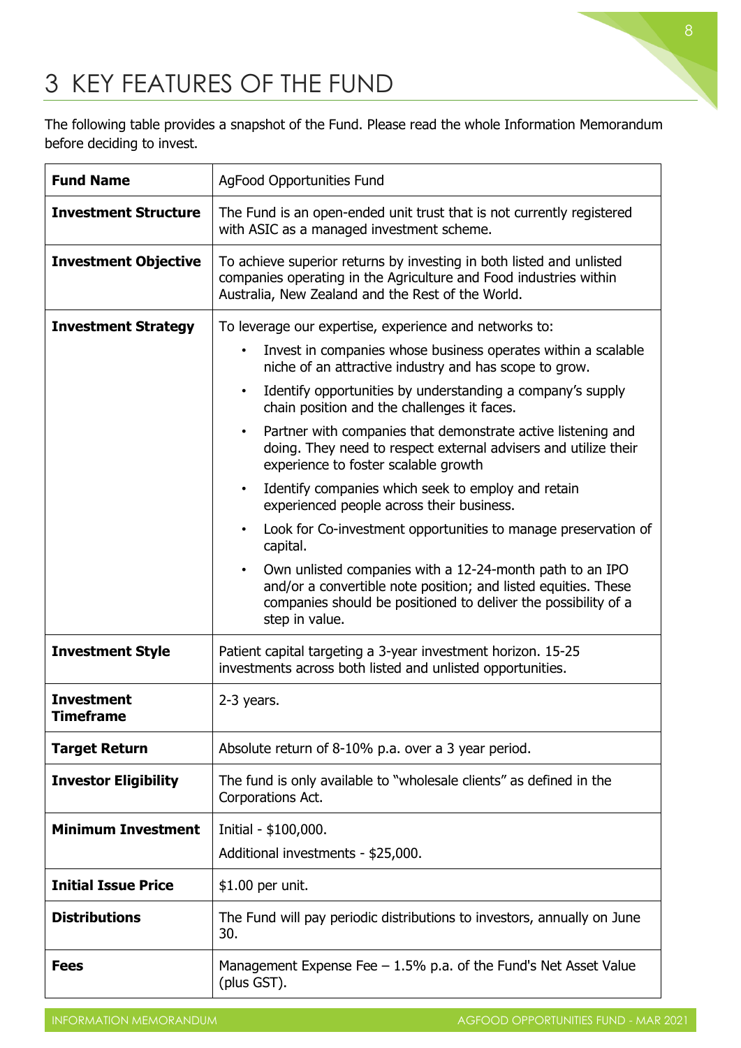# 3 KEY FEATURES OF THE FUND

The following table provides a snapshot of the Fund. Please read the whole Information Memorandum before deciding to invest.

| **Fund Name** | AgFood Opportunities Fund |
|---|---|
| **Investment Structure** | The Fund is an open-ended unit trust that is not currently registered with ASIC as a managed investment scheme. |
| **Investment Objective** | To achieve superior returns by investing in both listed and unlisted companies operating in the Agriculture and Food industries within Australia, New Zealand and the Rest of the World. |
| **Investment Strategy** | To leverage our expertise, experience and networks to:<br>• Invest in companies whose business operates within a scalable niche of an attractive industry and has scope to grow.<br>• Identify opportunities by understanding a company's supply chain position and the challenges it faces.<br>• Partner with companies that demonstrate active listening and doing. They need to respect external advisers and utilize their experience to foster scalable growth<br>• Identify companies which seek to employ and retain experienced people across their business.<br>• Look for Co-investment opportunities to manage preservation of capital.<br>• Own unlisted companies with a 12-24-month path to an IPO and/or a convertible note position; and listed equities. These companies should be positioned to deliver the possibility of a step in value. |
| **Investment Style** | Patient capital targeting a 3-year investment horizon. 15-25 investments across both listed and unlisted opportunities. |
| **Investment Timeframe** | 2-3 years. |
| **Target Return** | Absolute return of 8-10% p.a. over a 3 year period. |
| **Investor Eligibility** | The fund is only available to "wholesale clients" as defined in the Corporations Act. |
| **Minimum Investment** | Initial - $100,000.<br>Additional investments - $25,000. |
| **Initial Issue Price** | $1.00 per unit. |
| **Distributions** | The Fund will pay periodic distributions to investors, annually on June 30. |
| **Fees** | Management Expense Fee – 1.5% p.a. of the Fund's Net Asset Value (plus GST). |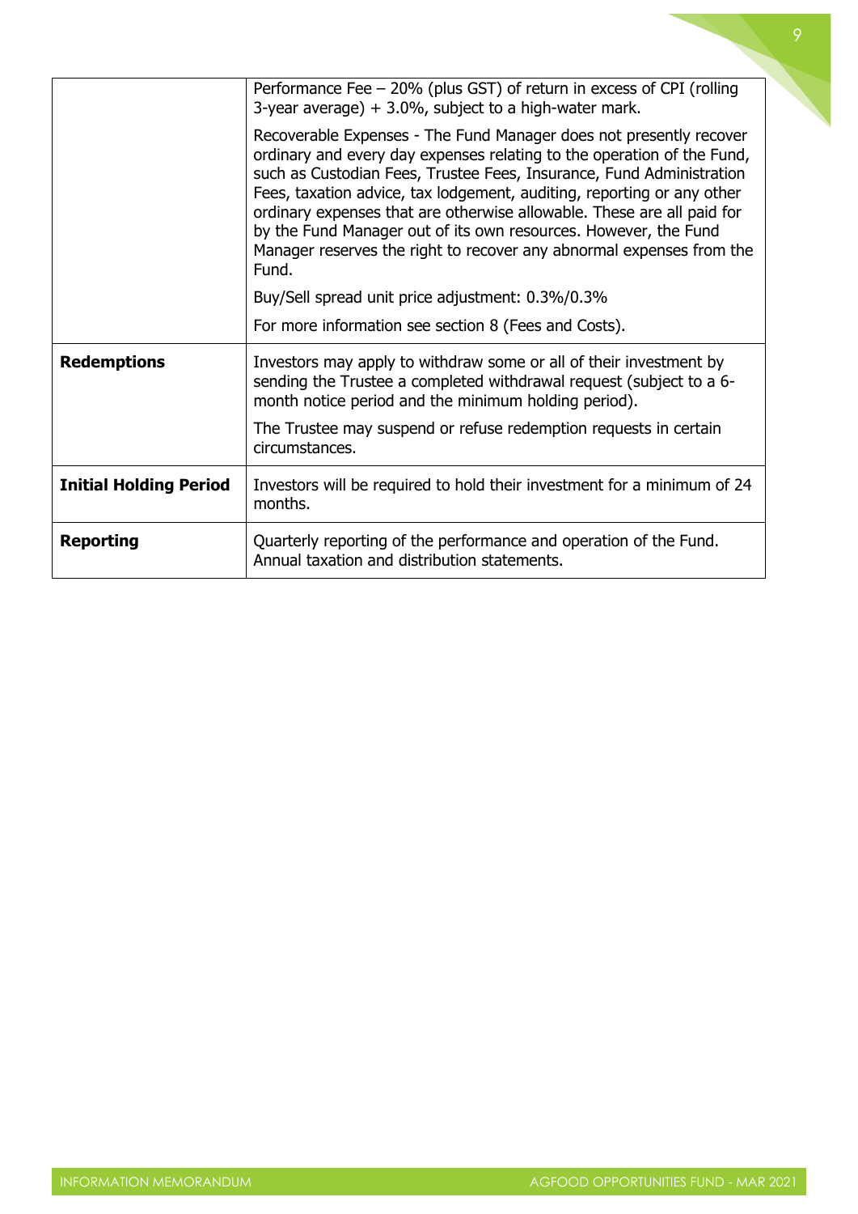| | |
|---|---|
| | Performance Fee – 20% (plus GST) of return in excess of CPI (rolling 3-year average) + 3.0%, subject to a high-water mark.<br><br>Recoverable Expenses - The Fund Manager does not presently recover ordinary and every day expenses relating to the operation of the Fund, such as Custodian Fees, Trustee Fees, Insurance, Fund Administration Fees, taxation advice, tax lodgement, auditing, reporting or any other ordinary expenses that are otherwise allowable. These are all paid for by the Fund Manager out of its own resources. However, the Fund Manager reserves the right to recover any abnormal expenses from the Fund.<br><br>Buy/Sell spread unit price adjustment: 0.3%/0.3%<br><br>For more information see section 8 (Fees and Costs). |
| **Redemptions** | Investors may apply to withdraw some or all of their investment by sending the Trustee a completed withdrawal request (subject to a 6-month notice period and the minimum holding period).<br><br>The Trustee may suspend or refuse redemption requests in certain circumstances. |
| **Initial Holding Period** | Investors will be required to hold their investment for a minimum of 24 months. |
| **Reporting** | Quarterly reporting of the performance and operation of the Fund. Annual taxation and distribution statements. |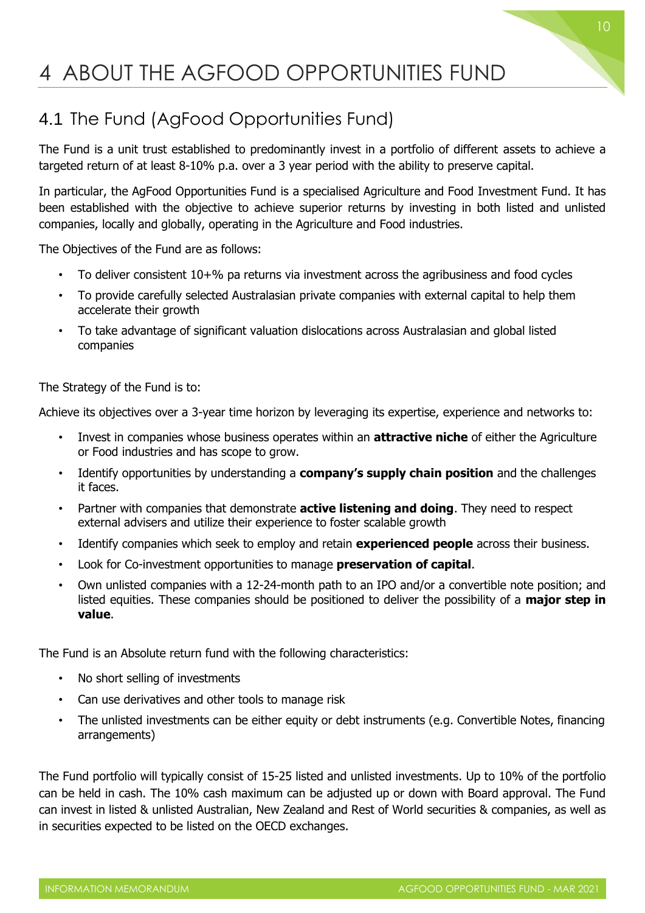# 4 ABOUT THE AGFOOD OPPORTUNITIES FUND

## 4.1 The Fund (AgFood Opportunities Fund)

The Fund is a unit trust established to predominantly invest in a portfolio of different assets to achieve a targeted return of at least 8-10% p.a. over a 3 year period with the ability to preserve capital.

In particular, the AgFood Opportunities Fund is a specialised Agriculture and Food Investment Fund. It has been established with the objective to achieve superior returns by investing in both listed and unlisted companies, locally and globally, operating in the Agriculture and Food industries.

The Objectives of the Fund are as follows:

- To deliver consistent 10+% pa returns via investment across the agribusiness and food cycles
- To provide carefully selected Australasian private companies with external capital to help them accelerate their growth
- To take advantage of significant valuation dislocations across Australasian and global listed companies

The Strategy of the Fund is to:

Achieve its objectives over a 3-year time horizon by leveraging its expertise, experience and networks to:

- Invest in companies whose business operates within an **attractive niche** of either the Agriculture or Food industries and has scope to grow.
- Identify opportunities by understanding a **company's supply chain position** and the challenges it faces.
- Partner with companies that demonstrate **active listening and doing**. They need to respect external advisers and utilize their experience to foster scalable growth
- Identify companies which seek to employ and retain **experienced people** across their business.
- Look for Co-investment opportunities to manage **preservation of capital**.
- Own unlisted companies with a 12-24-month path to an IPO and/or a convertible note position; and listed equities. These companies should be positioned to deliver the possibility of a **major step in value**.

The Fund is an Absolute return fund with the following characteristics:

- No short selling of investments
- Can use derivatives and other tools to manage risk
- The unlisted investments can be either equity or debt instruments (e.g. Convertible Notes, financing arrangements)

The Fund portfolio will typically consist of 15-25 listed and unlisted investments. Up to 10% of the portfolio can be held in cash. The 10% cash maximum can be adjusted up or down with Board approval. The Fund can invest in listed & unlisted Australian, New Zealand and Rest of World securities & companies, as well as in securities expected to be listed on the OECD exchanges.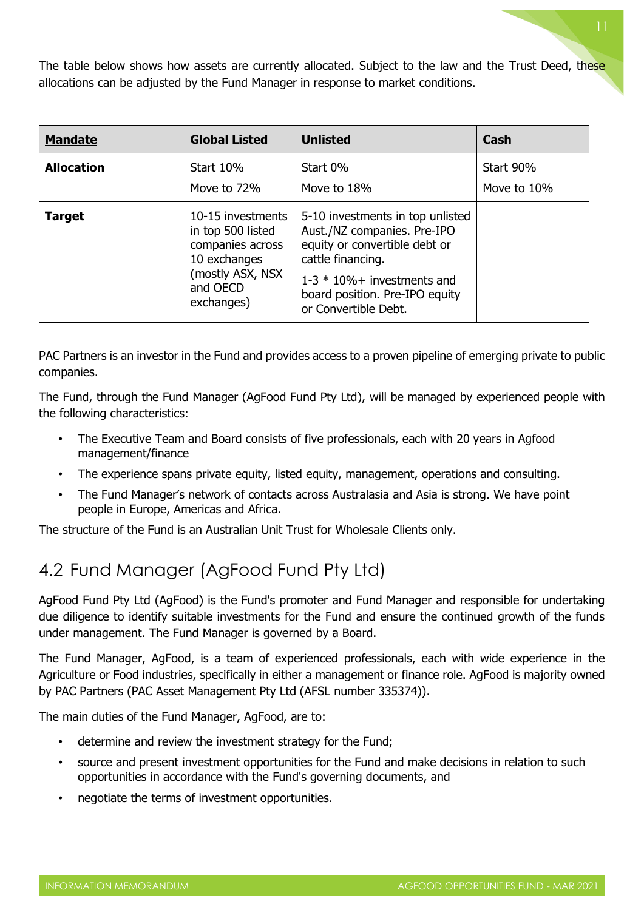The table below shows how assets are currently allocated. Subject to the law and the Trust Deed, these allocations can be adjusted by the Fund Manager in response to market conditions.

| **Mandate** | **Global Listed** | **Unlisted** | **Cash** |
| --- | --- | --- | --- |
| **Allocation** | Start 10%<br>Move to 72% | Start 0%<br>Move to 18% | Start 90%<br>Move to 10% |
| **Target** | 10-15 investments in top 500 listed companies across 10 exchanges (mostly ASX, NSX and OECD exchanges) | 5-10 investments in top unlisted Aust./NZ companies. Pre-IPO equity or convertible debt or cattle financing.<br>1-3 * 10%+ investments and board position. Pre-IPO equity or Convertible Debt. | |

PAC Partners is an investor in the Fund and provides access to a proven pipeline of emerging private to public companies.

The Fund, through the Fund Manager (AgFood Fund Pty Ltd), will be managed by experienced people with the following characteristics:

- The Executive Team and Board consists of five professionals, each with 20 years in Agfood management/finance
- The experience spans private equity, listed equity, management, operations and consulting.
- The Fund Manager's network of contacts across Australasia and Asia is strong. We have point people in Europe, Americas and Africa.

The structure of the Fund is an Australian Unit Trust for Wholesale Clients only.

## 4.2 Fund Manager (AgFood Fund Pty Ltd)

AgFood Fund Pty Ltd (AgFood) is the Fund's promoter and Fund Manager and responsible for undertaking due diligence to identify suitable investments for the Fund and ensure the continued growth of the funds under management. The Fund Manager is governed by a Board.

The Fund Manager, AgFood, is a team of experienced professionals, each with wide experience in the Agriculture or Food industries, specifically in either a management or finance role. AgFood is majority owned by PAC Partners (PAC Asset Management Pty Ltd (AFSL number 335374)).

The main duties of the Fund Manager, AgFood, are to:

- determine and review the investment strategy for the Fund;
- source and present investment opportunities for the Fund and make decisions in relation to such opportunities in accordance with the Fund's governing documents, and
- negotiate the terms of investment opportunities.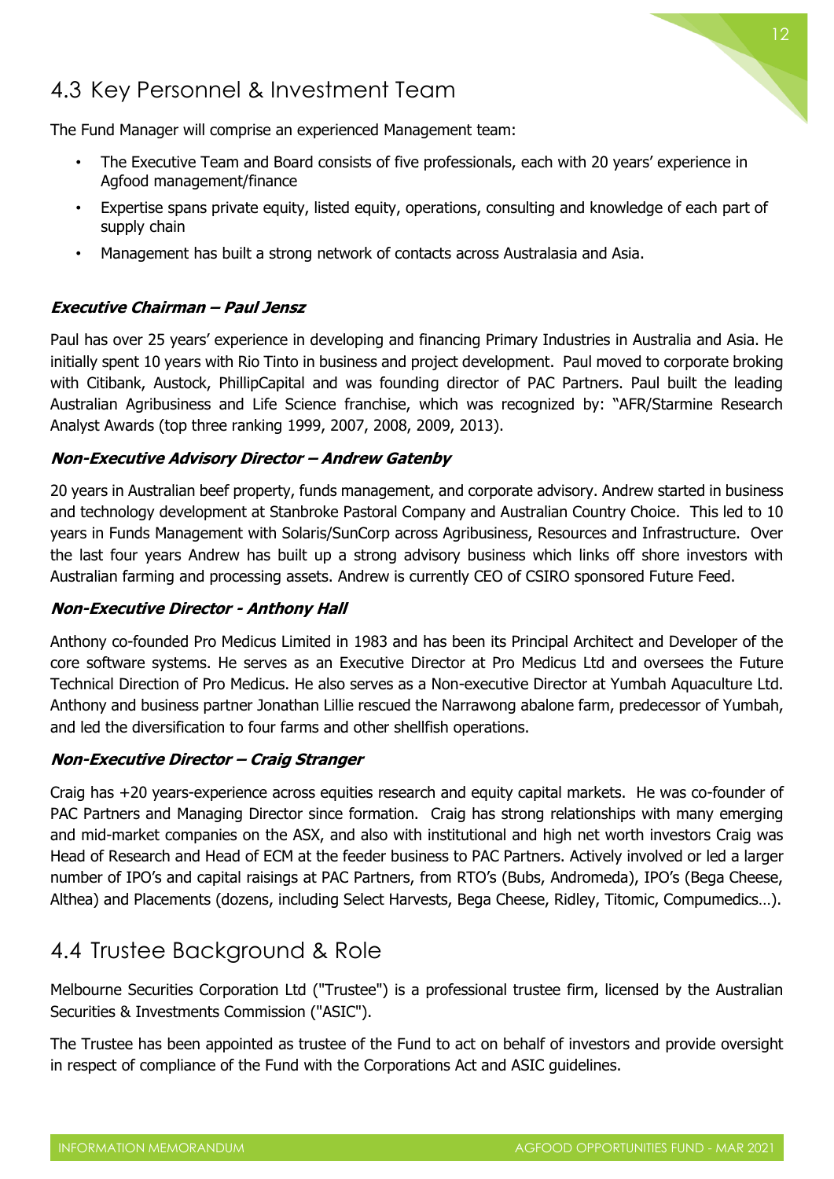## 4.3 Key Personnel & Investment Team

The Fund Manager will comprise an experienced Management team:

- The Executive Team and Board consists of five professionals, each with 20 years' experience in Agfood management/finance
- Expertise spans private equity, listed equity, operations, consulting and knowledge of each part of supply chain
- Management has built a strong network of contacts across Australasia and Asia.

***Executive Chairman – Paul Jensz***

Paul has over 25 years' experience in developing and financing Primary Industries in Australia and Asia. He initially spent 10 years with Rio Tinto in business and project development. Paul moved to corporate broking with Citibank, Austock, PhillipCapital and was founding director of PAC Partners. Paul built the leading Australian Agribusiness and Life Science franchise, which was recognized by: "AFR/Starmine Research Analyst Awards (top three ranking 1999, 2007, 2008, 2009, 2013).

***Non-Executive Advisory Director – Andrew Gatenby***

20 years in Australian beef property, funds management, and corporate advisory. Andrew started in business and technology development at Stanbroke Pastoral Company and Australian Country Choice. This led to 10 years in Funds Management with Solaris/SunCorp across Agribusiness, Resources and Infrastructure. Over the last four years Andrew has built up a strong advisory business which links off shore investors with Australian farming and processing assets. Andrew is currently CEO of CSIRO sponsored Future Feed.

***Non-Executive Director - Anthony Hall***

Anthony co-founded Pro Medicus Limited in 1983 and has been its Principal Architect and Developer of the core software systems. He serves as an Executive Director at Pro Medicus Ltd and oversees the Future Technical Direction of Pro Medicus. He also serves as a Non-executive Director at Yumbah Aquaculture Ltd. Anthony and business partner Jonathan Lillie rescued the Narrawong abalone farm, predecessor of Yumbah, and led the diversification to four farms and other shellfish operations.

***Non-Executive Director – Craig Stranger***

Craig has +20 years-experience across equities research and equity capital markets. He was co-founder of PAC Partners and Managing Director since formation. Craig has strong relationships with many emerging and mid-market companies on the ASX, and also with institutional and high net worth investors Craig was Head of Research and Head of ECM at the feeder business to PAC Partners. Actively involved or led a larger number of IPO's and capital raisings at PAC Partners, from RTO's (Bubs, Andromeda), IPO's (Bega Cheese, Althea) and Placements (dozens, including Select Harvests, Bega Cheese, Ridley, Titomic, Compumedics…).

## 4.4 Trustee Background & Role

Melbourne Securities Corporation Ltd ("Trustee") is a professional trustee firm, licensed by the Australian Securities & Investments Commission ("ASIC").

The Trustee has been appointed as trustee of the Fund to act on behalf of investors and provide oversight in respect of compliance of the Fund with the Corporations Act and ASIC guidelines.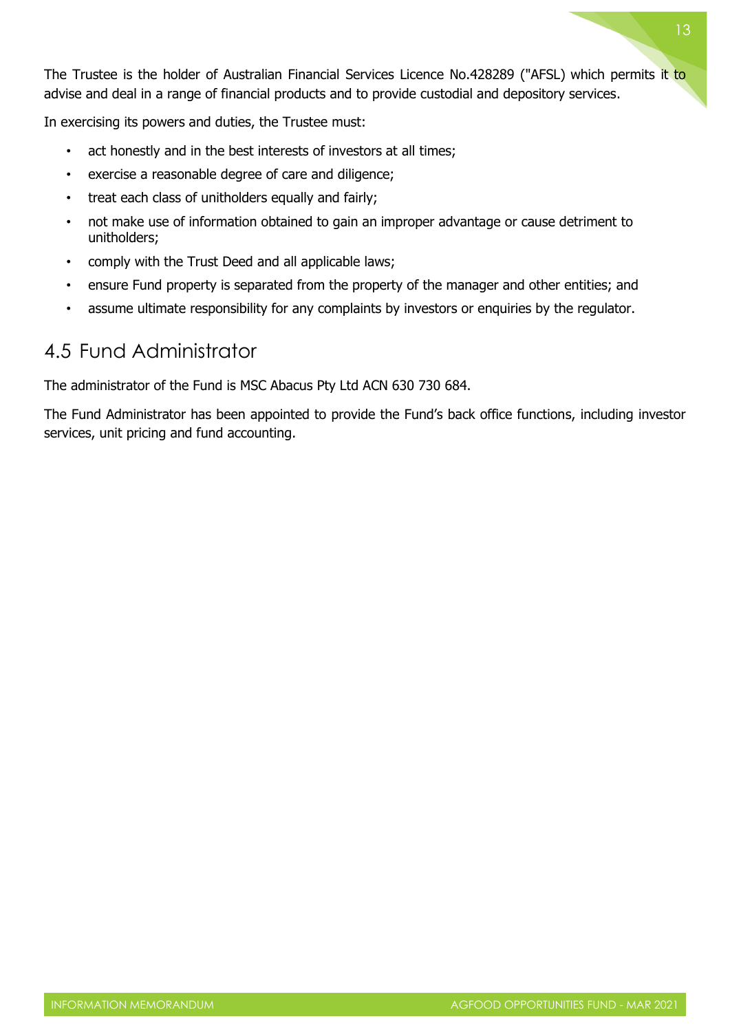The Trustee is the holder of Australian Financial Services Licence No.428289 ("AFSL) which permits it to advise and deal in a range of financial products and to provide custodial and depository services.

In exercising its powers and duties, the Trustee must:

- act honestly and in the best interests of investors at all times;
- exercise a reasonable degree of care and diligence;
- treat each class of unitholders equally and fairly;
- not make use of information obtained to gain an improper advantage or cause detriment to unitholders;
- comply with the Trust Deed and all applicable laws;
- ensure Fund property is separated from the property of the manager and other entities; and
- assume ultimate responsibility for any complaints by investors or enquiries by the regulator.

## 4.5 Fund Administrator

The administrator of the Fund is MSC Abacus Pty Ltd ACN 630 730 684.

The Fund Administrator has been appointed to provide the Fund's back office functions, including investor services, unit pricing and fund accounting.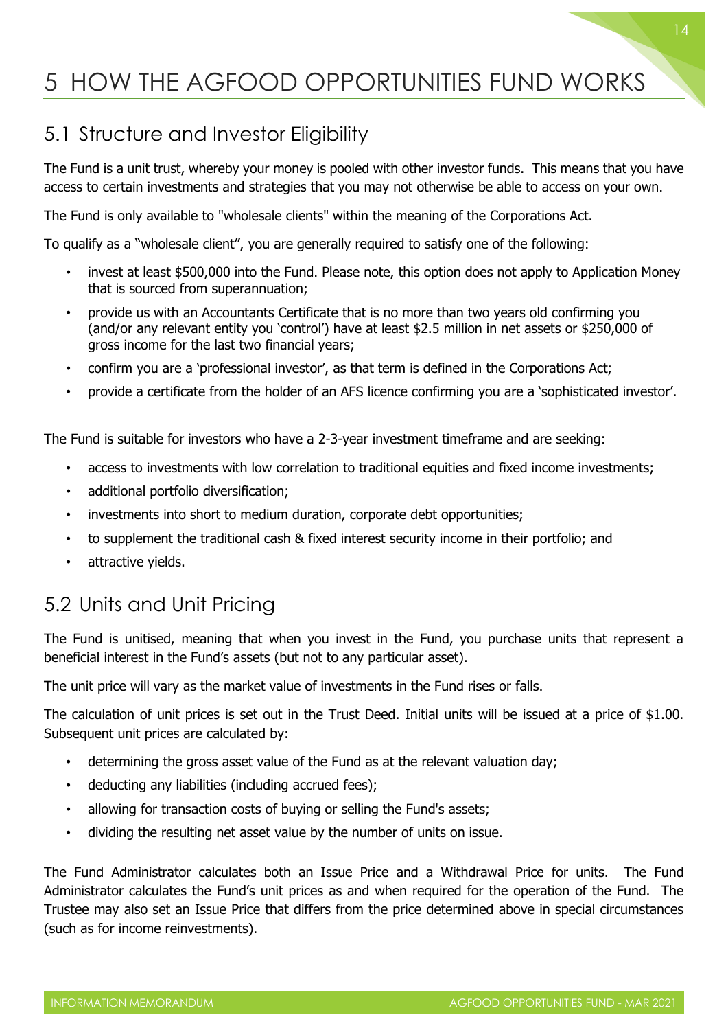# 5 HOW THE AGFOOD OPPORTUNITIES FUND WORKS

## 5.1 Structure and Investor Eligibility

The Fund is a unit trust, whereby your money is pooled with other investor funds. This means that you have access to certain investments and strategies that you may not otherwise be able to access on your own.

The Fund is only available to "wholesale clients" within the meaning of the Corporations Act.

To qualify as a "wholesale client", you are generally required to satisfy one of the following:

- invest at least $500,000 into the Fund. Please note, this option does not apply to Application Money that is sourced from superannuation;
- provide us with an Accountants Certificate that is no more than two years old confirming you (and/or any relevant entity you 'control') have at least $2.5 million in net assets or $250,000 of gross income for the last two financial years;
- confirm you are a 'professional investor', as that term is defined in the Corporations Act;
- provide a certificate from the holder of an AFS licence confirming you are a 'sophisticated investor'.

The Fund is suitable for investors who have a 2-3-year investment timeframe and are seeking:

- access to investments with low correlation to traditional equities and fixed income investments;
- additional portfolio diversification;
- investments into short to medium duration, corporate debt opportunities;
- to supplement the traditional cash & fixed interest security income in their portfolio; and
- attractive yields.

## 5.2 Units and Unit Pricing

The Fund is unitised, meaning that when you invest in the Fund, you purchase units that represent a beneficial interest in the Fund's assets (but not to any particular asset).

The unit price will vary as the market value of investments in the Fund rises or falls.

The calculation of unit prices is set out in the Trust Deed. Initial units will be issued at a price of $1.00. Subsequent unit prices are calculated by:

- determining the gross asset value of the Fund as at the relevant valuation day;
- deducting any liabilities (including accrued fees);
- allowing for transaction costs of buying or selling the Fund's assets;
- dividing the resulting net asset value by the number of units on issue.

The Fund Administrator calculates both an Issue Price and a Withdrawal Price for units. The Fund Administrator calculates the Fund's unit prices as and when required for the operation of the Fund. The Trustee may also set an Issue Price that differs from the price determined above in special circumstances (such as for income reinvestments).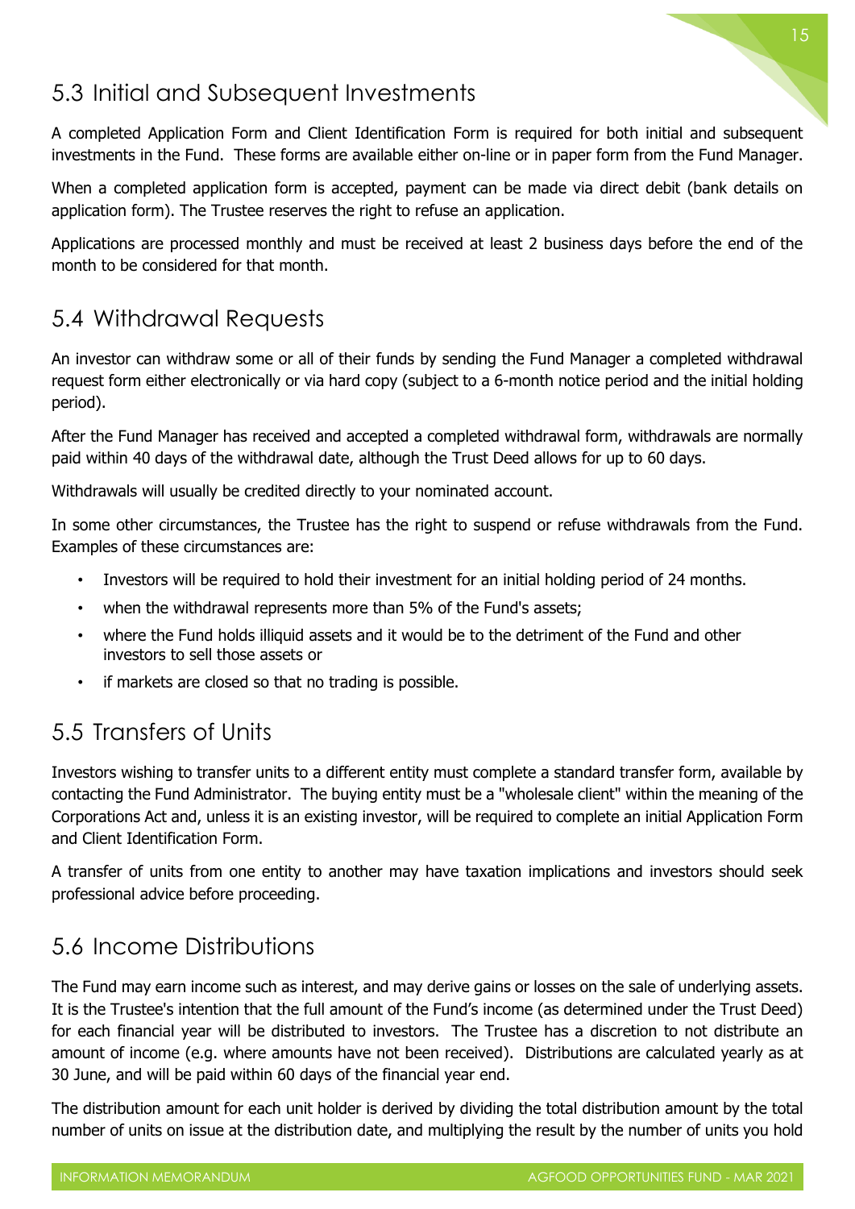## 5.3 Initial and Subsequent Investments

A completed Application Form and Client Identification Form is required for both initial and subsequent investments in the Fund. These forms are available either on-line or in paper form from the Fund Manager.

When a completed application form is accepted, payment can be made via direct debit (bank details on application form). The Trustee reserves the right to refuse an application.

Applications are processed monthly and must be received at least 2 business days before the end of the month to be considered for that month.

## 5.4 Withdrawal Requests

An investor can withdraw some or all of their funds by sending the Fund Manager a completed withdrawal request form either electronically or via hard copy (subject to a 6-month notice period and the initial holding period).

After the Fund Manager has received and accepted a completed withdrawal form, withdrawals are normally paid within 40 days of the withdrawal date, although the Trust Deed allows for up to 60 days.

Withdrawals will usually be credited directly to your nominated account.

In some other circumstances, the Trustee has the right to suspend or refuse withdrawals from the Fund. Examples of these circumstances are:

- Investors will be required to hold their investment for an initial holding period of 24 months.
- when the withdrawal represents more than 5% of the Fund's assets;
- where the Fund holds illiquid assets and it would be to the detriment of the Fund and other investors to sell those assets or
- if markets are closed so that no trading is possible.

## 5.5 Transfers of Units

Investors wishing to transfer units to a different entity must complete a standard transfer form, available by contacting the Fund Administrator. The buying entity must be a "wholesale client" within the meaning of the Corporations Act and, unless it is an existing investor, will be required to complete an initial Application Form and Client Identification Form.

A transfer of units from one entity to another may have taxation implications and investors should seek professional advice before proceeding.

## 5.6 Income Distributions

The Fund may earn income such as interest, and may derive gains or losses on the sale of underlying assets. It is the Trustee's intention that the full amount of the Fund's income (as determined under the Trust Deed) for each financial year will be distributed to investors. The Trustee has a discretion to not distribute an amount of income (e.g. where amounts have not been received). Distributions are calculated yearly as at 30 June, and will be paid within 60 days of the financial year end.

The distribution amount for each unit holder is derived by dividing the total distribution amount by the total number of units on issue at the distribution date, and multiplying the result by the number of units you hold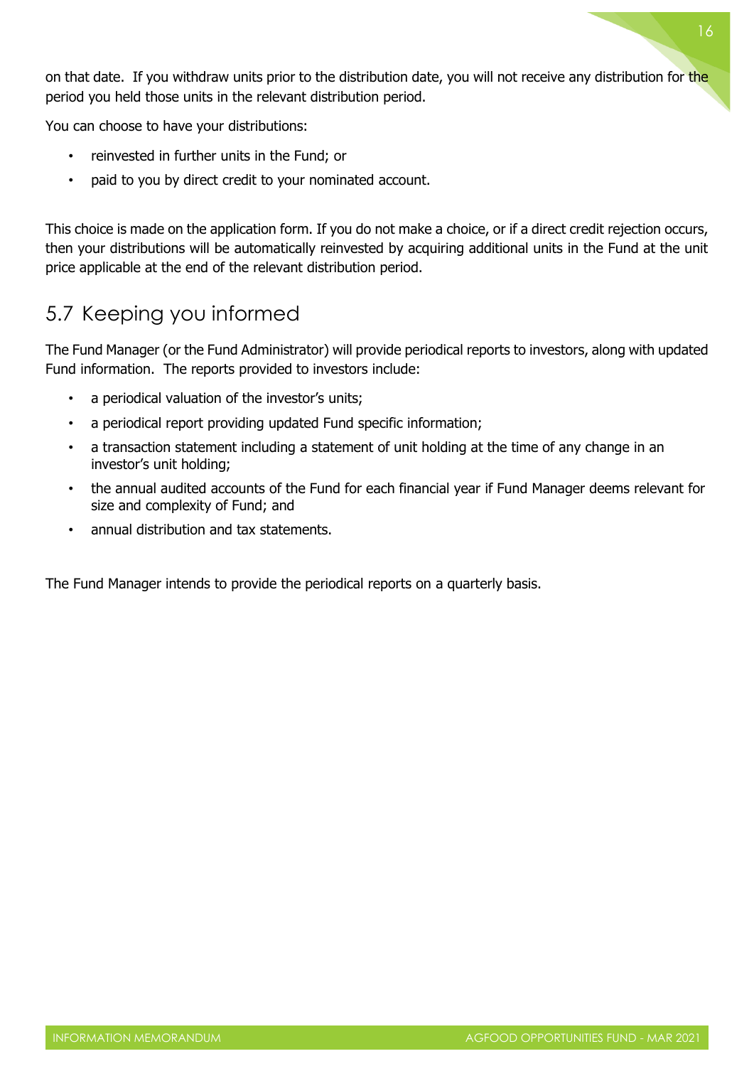on that date. If you withdraw units prior to the distribution date, you will not receive any distribution for the period you held those units in the relevant distribution period.

You can choose to have your distributions:

- reinvested in further units in the Fund; or
- paid to you by direct credit to your nominated account.

This choice is made on the application form. If you do not make a choice, or if a direct credit rejection occurs, then your distributions will be automatically reinvested by acquiring additional units in the Fund at the unit price applicable at the end of the relevant distribution period.

## 5.7 Keeping you informed

The Fund Manager (or the Fund Administrator) will provide periodical reports to investors, along with updated Fund information. The reports provided to investors include:

- a periodical valuation of the investor's units;
- a periodical report providing updated Fund specific information;
- a transaction statement including a statement of unit holding at the time of any change in an investor's unit holding;
- the annual audited accounts of the Fund for each financial year if Fund Manager deems relevant for size and complexity of Fund; and
- annual distribution and tax statements.

The Fund Manager intends to provide the periodical reports on a quarterly basis.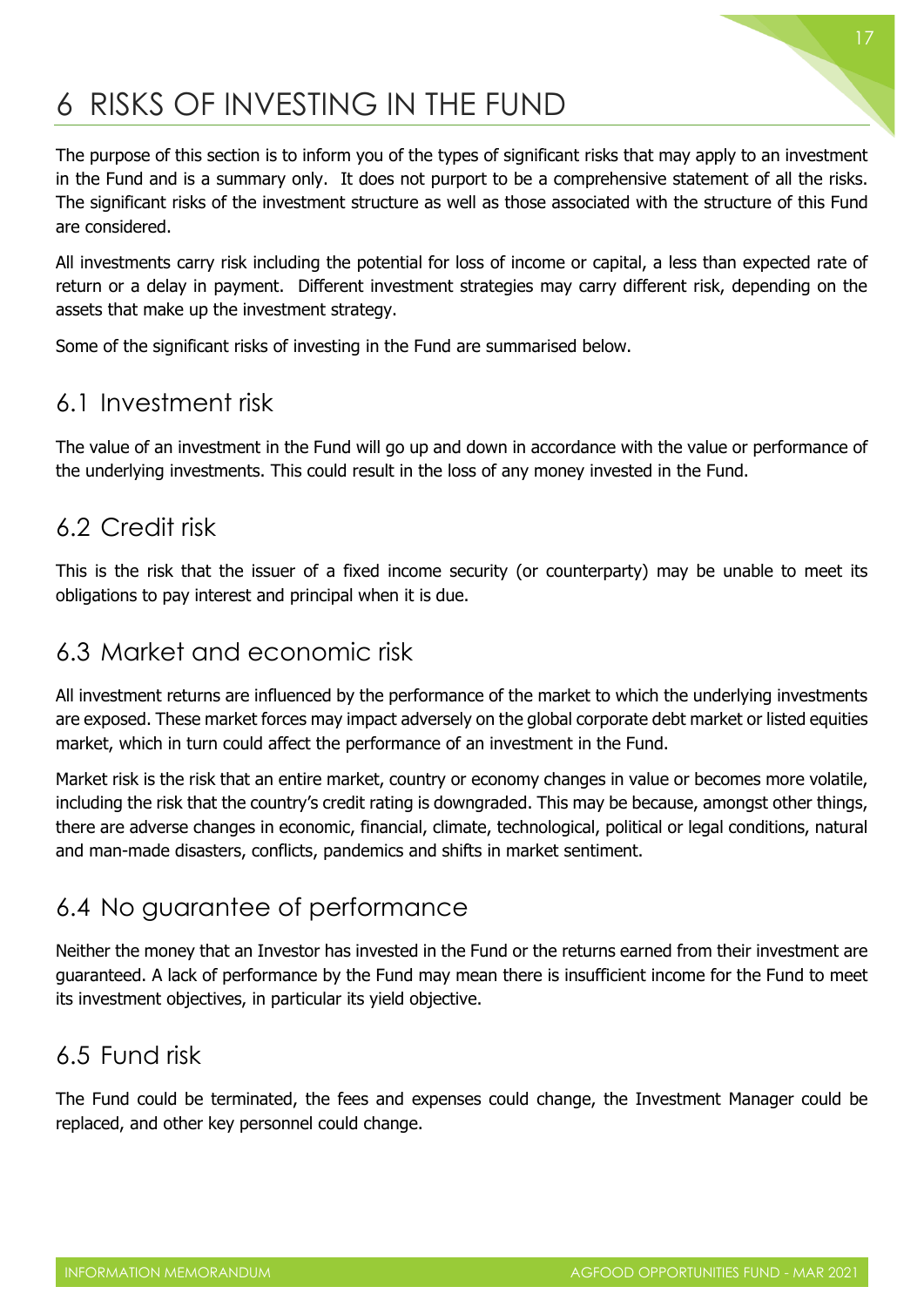# 6 RISKS OF INVESTING IN THE FUND

The purpose of this section is to inform you of the types of significant risks that may apply to an investment in the Fund and is a summary only. It does not purport to be a comprehensive statement of all the risks. The significant risks of the investment structure as well as those associated with the structure of this Fund are considered.

All investments carry risk including the potential for loss of income or capital, a less than expected rate of return or a delay in payment. Different investment strategies may carry different risk, depending on the assets that make up the investment strategy.

Some of the significant risks of investing in the Fund are summarised below.

## 6.1 Investment risk

The value of an investment in the Fund will go up and down in accordance with the value or performance of the underlying investments. This could result in the loss of any money invested in the Fund.

## 6.2 Credit risk

This is the risk that the issuer of a fixed income security (or counterparty) may be unable to meet its obligations to pay interest and principal when it is due.

## 6.3 Market and economic risk

All investment returns are influenced by the performance of the market to which the underlying investments are exposed. These market forces may impact adversely on the global corporate debt market or listed equities market, which in turn could affect the performance of an investment in the Fund.

Market risk is the risk that an entire market, country or economy changes in value or becomes more volatile, including the risk that the country's credit rating is downgraded. This may be because, amongst other things, there are adverse changes in economic, financial, climate, technological, political or legal conditions, natural and man-made disasters, conflicts, pandemics and shifts in market sentiment.

## 6.4 No guarantee of performance

Neither the money that an Investor has invested in the Fund or the returns earned from their investment are guaranteed. A lack of performance by the Fund may mean there is insufficient income for the Fund to meet its investment objectives, in particular its yield objective.

## 6.5 Fund risk

The Fund could be terminated, the fees and expenses could change, the Investment Manager could be replaced, and other key personnel could change.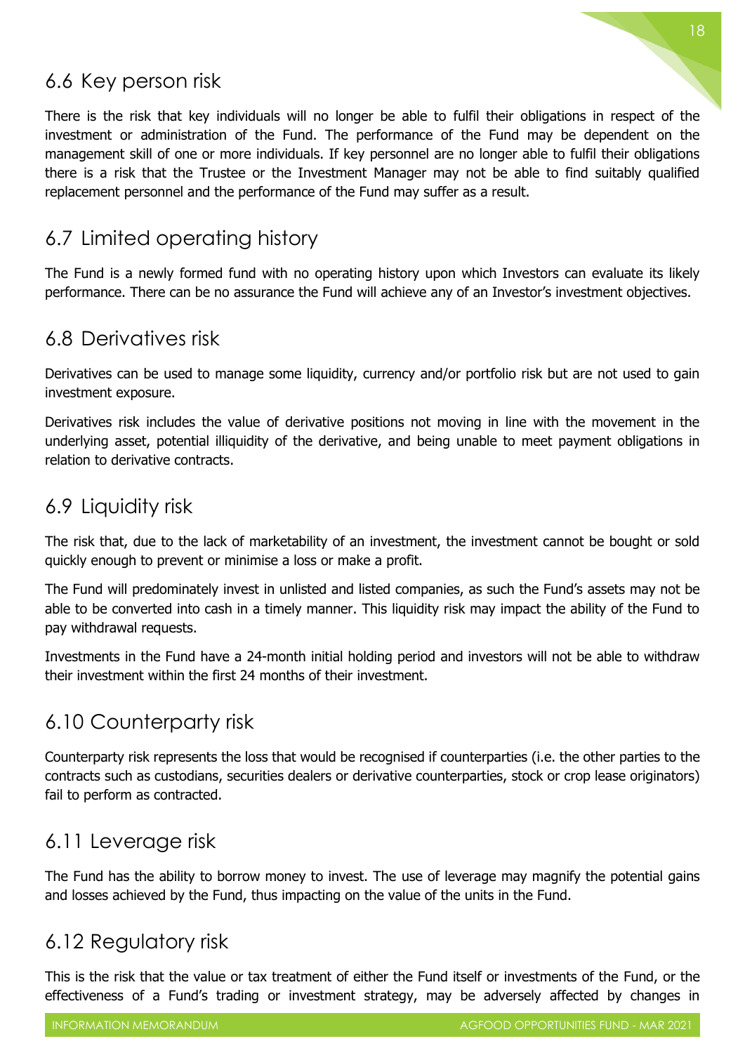## 6.6 Key person risk

There is the risk that key individuals will no longer be able to fulfil their obligations in respect of the investment or administration of the Fund. The performance of the Fund may be dependent on the management skill of one or more individuals. If key personnel are no longer able to fulfil their obligations there is a risk that the Trustee or the Investment Manager may not be able to find suitably qualified replacement personnel and the performance of the Fund may suffer as a result.

## 6.7 Limited operating history

The Fund is a newly formed fund with no operating history upon which Investors can evaluate its likely performance. There can be no assurance the Fund will achieve any of an Investor's investment objectives.

## 6.8 Derivatives risk

Derivatives can be used to manage some liquidity, currency and/or portfolio risk but are not used to gain investment exposure.

Derivatives risk includes the value of derivative positions not moving in line with the movement in the underlying asset, potential illiquidity of the derivative, and being unable to meet payment obligations in relation to derivative contracts.

## 6.9 Liquidity risk

The risk that, due to the lack of marketability of an investment, the investment cannot be bought or sold quickly enough to prevent or minimise a loss or make a profit.

The Fund will predominately invest in unlisted and listed companies, as such the Fund's assets may not be able to be converted into cash in a timely manner. This liquidity risk may impact the ability of the Fund to pay withdrawal requests.

Investments in the Fund have a 24-month initial holding period and investors will not be able to withdraw their investment within the first 24 months of their investment.

## 6.10 Counterparty risk

Counterparty risk represents the loss that would be recognised if counterparties (i.e. the other parties to the contracts such as custodians, securities dealers or derivative counterparties, stock or crop lease originators) fail to perform as contracted.

## 6.11 Leverage risk

The Fund has the ability to borrow money to invest. The use of leverage may magnify the potential gains and losses achieved by the Fund, thus impacting on the value of the units in the Fund.

## 6.12 Regulatory risk

This is the risk that the value or tax treatment of either the Fund itself or investments of the Fund, or the effectiveness of a Fund's trading or investment strategy, may be adversely affected by changes in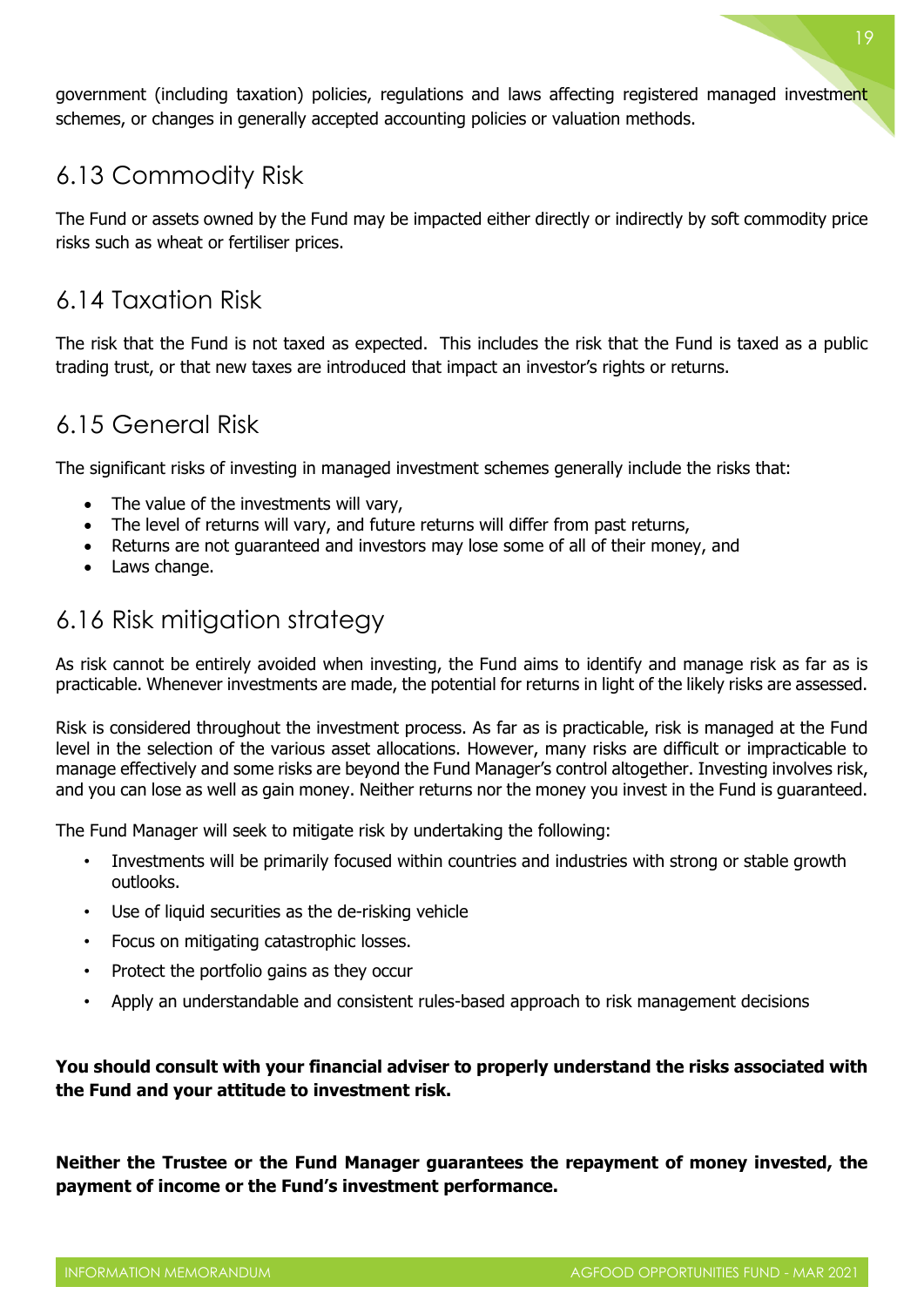government (including taxation) policies, regulations and laws affecting registered managed investment schemes, or changes in generally accepted accounting policies or valuation methods.

## 6.13 Commodity Risk

The Fund or assets owned by the Fund may be impacted either directly or indirectly by soft commodity price risks such as wheat or fertiliser prices.

## 6.14 Taxation Risk

The risk that the Fund is not taxed as expected. This includes the risk that the Fund is taxed as a public trading trust, or that new taxes are introduced that impact an investor's rights or returns.

## 6.15 General Risk

The significant risks of investing in managed investment schemes generally include the risks that:

- The value of the investments will vary,
- The level of returns will vary, and future returns will differ from past returns,
- Returns are not guaranteed and investors may lose some of all of their money, and
- Laws change.

## 6.16 Risk mitigation strategy

As risk cannot be entirely avoided when investing, the Fund aims to identify and manage risk as far as is practicable. Whenever investments are made, the potential for returns in light of the likely risks are assessed.

Risk is considered throughout the investment process. As far as is practicable, risk is managed at the Fund level in the selection of the various asset allocations. However, many risks are difficult or impracticable to manage effectively and some risks are beyond the Fund Manager's control altogether. Investing involves risk, and you can lose as well as gain money. Neither returns nor the money you invest in the Fund is guaranteed.

The Fund Manager will seek to mitigate risk by undertaking the following:

- Investments will be primarily focused within countries and industries with strong or stable growth outlooks.
- Use of liquid securities as the de-risking vehicle
- Focus on mitigating catastrophic losses.
- Protect the portfolio gains as they occur
- Apply an understandable and consistent rules-based approach to risk management decisions

**You should consult with your financial adviser to properly understand the risks associated with the Fund and your attitude to investment risk.**

**Neither the Trustee or the Fund Manager guarantees the repayment of money invested, the payment of income or the Fund's investment performance.**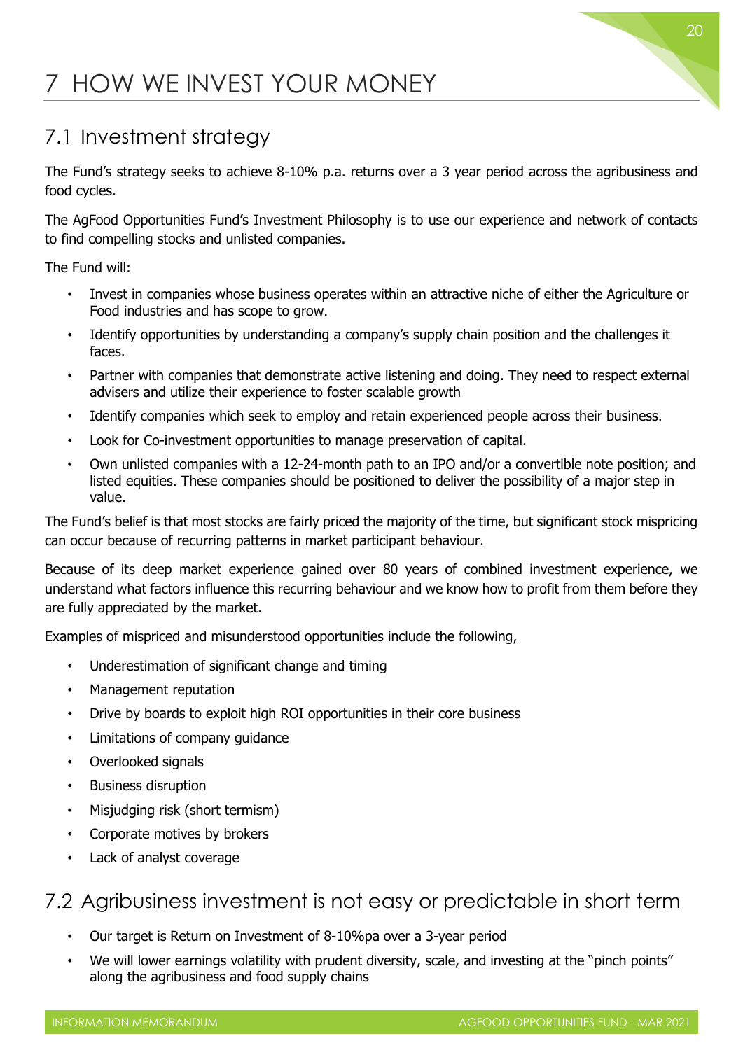# 7 HOW WE INVEST YOUR MONEY

## 7.1 Investment strategy

The Fund's strategy seeks to achieve 8-10% p.a. returns over a 3 year period across the agribusiness and food cycles.

The AgFood Opportunities Fund's Investment Philosophy is to use our experience and network of contacts to find compelling stocks and unlisted companies.

The Fund will:

- Invest in companies whose business operates within an attractive niche of either the Agriculture or Food industries and has scope to grow.
- Identify opportunities by understanding a company's supply chain position and the challenges it faces.
- Partner with companies that demonstrate active listening and doing. They need to respect external advisers and utilize their experience to foster scalable growth
- Identify companies which seek to employ and retain experienced people across their business.
- Look for Co-investment opportunities to manage preservation of capital.
- Own unlisted companies with a 12-24-month path to an IPO and/or a convertible note position; and listed equities. These companies should be positioned to deliver the possibility of a major step in value.

The Fund's belief is that most stocks are fairly priced the majority of the time, but significant stock mispricing can occur because of recurring patterns in market participant behaviour.

Because of its deep market experience gained over 80 years of combined investment experience, we understand what factors influence this recurring behaviour and we know how to profit from them before they are fully appreciated by the market.

Examples of mispriced and misunderstood opportunities include the following,

- Underestimation of significant change and timing
- Management reputation
- Drive by boards to exploit high ROI opportunities in their core business
- Limitations of company guidance
- Overlooked signals
- Business disruption
- Misjudging risk (short termism)
- Corporate motives by brokers
- Lack of analyst coverage

## 7.2 Agribusiness investment is not easy or predictable in short term

- Our target is Return on Investment of 8-10%pa over a 3-year period
- We will lower earnings volatility with prudent diversity, scale, and investing at the "pinch points" along the agribusiness and food supply chains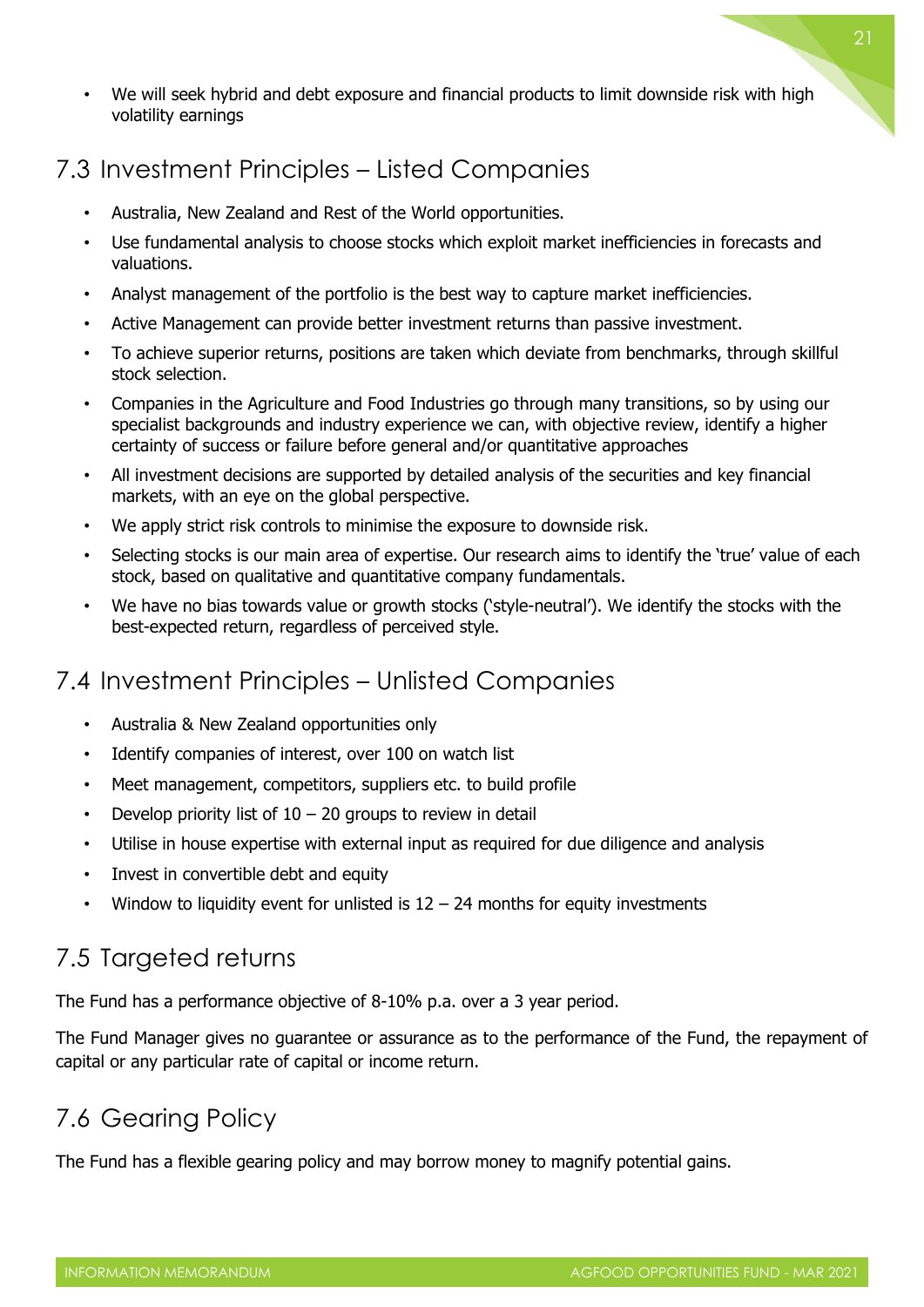- We will seek hybrid and debt exposure and financial products to limit downside risk with high volatility earnings

## 7.3 Investment Principles – Listed Companies

- Australia, New Zealand and Rest of the World opportunities.
- Use fundamental analysis to choose stocks which exploit market inefficiencies in forecasts and valuations.
- Analyst management of the portfolio is the best way to capture market inefficiencies.
- Active Management can provide better investment returns than passive investment.
- To achieve superior returns, positions are taken which deviate from benchmarks, through skillful stock selection.
- Companies in the Agriculture and Food Industries go through many transitions, so by using our specialist backgrounds and industry experience we can, with objective review, identify a higher certainty of success or failure before general and/or quantitative approaches
- All investment decisions are supported by detailed analysis of the securities and key financial markets, with an eye on the global perspective.
- We apply strict risk controls to minimise the exposure to downside risk.
- Selecting stocks is our main area of expertise. Our research aims to identify the 'true' value of each stock, based on qualitative and quantitative company fundamentals.
- We have no bias towards value or growth stocks ('style-neutral'). We identify the stocks with the best-expected return, regardless of perceived style.

## 7.4 Investment Principles – Unlisted Companies

- Australia & New Zealand opportunities only
- Identify companies of interest, over 100 on watch list
- Meet management, competitors, suppliers etc. to build profile
- Develop priority list of 10 – 20 groups to review in detail
- Utilise in house expertise with external input as required for due diligence and analysis
- Invest in convertible debt and equity
- Window to liquidity event for unlisted is 12 – 24 months for equity investments

## 7.5 Targeted returns

The Fund has a performance objective of 8-10% p.a. over a 3 year period.

The Fund Manager gives no guarantee or assurance as to the performance of the Fund, the repayment of capital or any particular rate of capital or income return.

## 7.6 Gearing Policy

The Fund has a flexible gearing policy and may borrow money to magnify potential gains.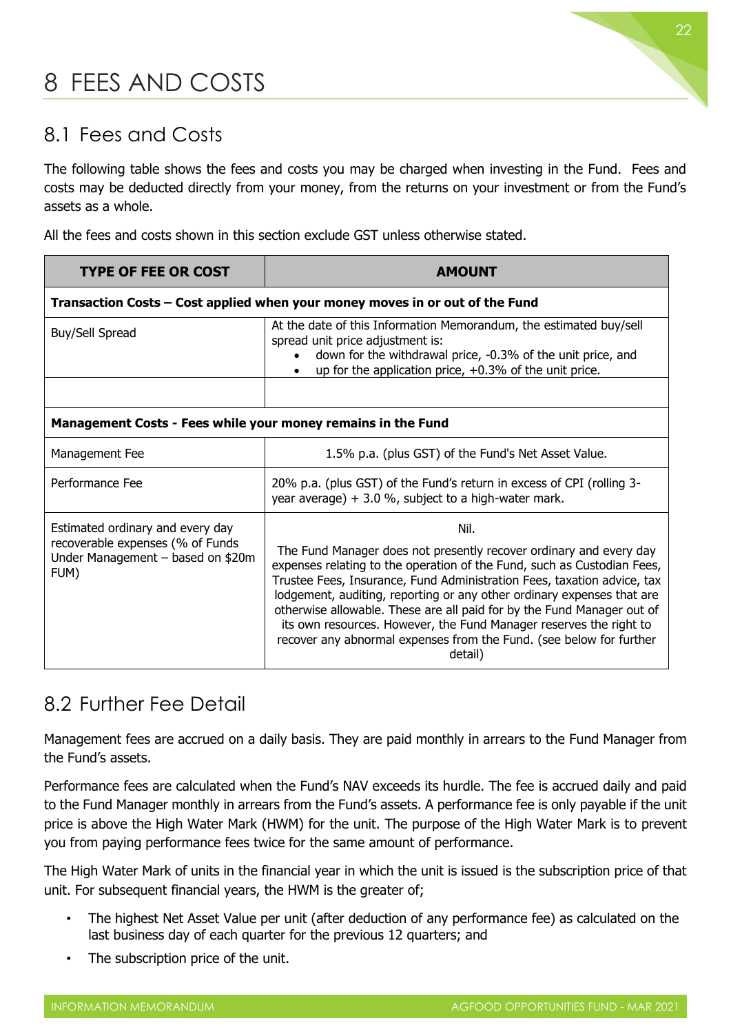# 8 FEES AND COSTS

## 8.1 Fees and Costs

The following table shows the fees and costs you may be charged when investing in the Fund. Fees and costs may be deducted directly from your money, from the returns on your investment or from the Fund's assets as a whole.

All the fees and costs shown in this section exclude GST unless otherwise stated.

| TYPE OF FEE OR COST | AMOUNT |
|---|---|
| **Transaction Costs – Cost applied when your money moves in or out of the Fund** | |
| Buy/Sell Spread | At the date of this Information Memorandum, the estimated buy/sell spread unit price adjustment is:<br>• down for the withdrawal price, -0.3% of the unit price, and<br>• up for the application price, +0.3% of the unit price. |
| | |
| **Management Costs - Fees while your money remains in the Fund** | |
| Management Fee | 1.5% p.a. (plus GST) of the Fund's Net Asset Value. |
| Performance Fee | 20% p.a. (plus GST) of the Fund's return in excess of CPI (rolling 3-year average) + 3.0 %, subject to a high-water mark. |
| Estimated ordinary and every day recoverable expenses (% of Funds Under Management – based on $20m FUM) | Nil.<br><br>The Fund Manager does not presently recover ordinary and every day expenses relating to the operation of the Fund, such as Custodian Fees, Trustee Fees, Insurance, Fund Administration Fees, taxation advice, tax lodgement, auditing, reporting or any other ordinary expenses that are otherwise allowable. These are all paid for by the Fund Manager out of its own resources. However, the Fund Manager reserves the right to recover any abnormal expenses from the Fund. (see below for further detail) |

## 8.2 Further Fee Detail

Management fees are accrued on a daily basis. They are paid monthly in arrears to the Fund Manager from the Fund's assets.

Performance fees are calculated when the Fund's NAV exceeds its hurdle. The fee is accrued daily and paid to the Fund Manager monthly in arrears from the Fund's assets. A performance fee is only payable if the unit price is above the High Water Mark (HWM) for the unit. The purpose of the High Water Mark is to prevent you from paying performance fees twice for the same amount of performance.

The High Water Mark of units in the financial year in which the unit is issued is the subscription price of that unit. For subsequent financial years, the HWM is the greater of;

- The highest Net Asset Value per unit (after deduction of any performance fee) as calculated on the last business day of each quarter for the previous 12 quarters; and
- The subscription price of the unit.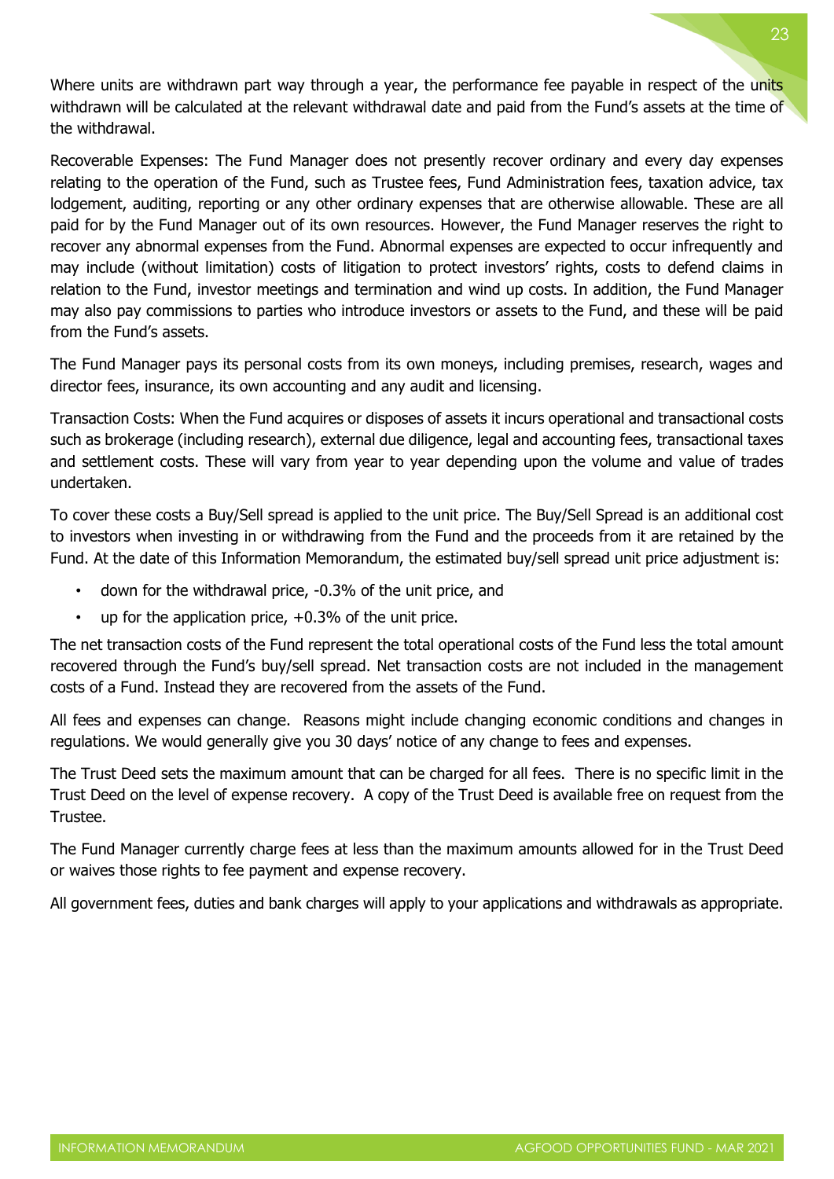Where units are withdrawn part way through a year, the performance fee payable in respect of the units withdrawn will be calculated at the relevant withdrawal date and paid from the Fund's assets at the time of the withdrawal.

Recoverable Expenses: The Fund Manager does not presently recover ordinary and every day expenses relating to the operation of the Fund, such as Trustee fees, Fund Administration fees, taxation advice, tax lodgement, auditing, reporting or any other ordinary expenses that are otherwise allowable. These are all paid for by the Fund Manager out of its own resources. However, the Fund Manager reserves the right to recover any abnormal expenses from the Fund. Abnormal expenses are expected to occur infrequently and may include (without limitation) costs of litigation to protect investors' rights, costs to defend claims in relation to the Fund, investor meetings and termination and wind up costs. In addition, the Fund Manager may also pay commissions to parties who introduce investors or assets to the Fund, and these will be paid from the Fund's assets.

The Fund Manager pays its personal costs from its own moneys, including premises, research, wages and director fees, insurance, its own accounting and any audit and licensing.

Transaction Costs: When the Fund acquires or disposes of assets it incurs operational and transactional costs such as brokerage (including research), external due diligence, legal and accounting fees, transactional taxes and settlement costs. These will vary from year to year depending upon the volume and value of trades undertaken.

To cover these costs a Buy/Sell spread is applied to the unit price. The Buy/Sell Spread is an additional cost to investors when investing in or withdrawing from the Fund and the proceeds from it are retained by the Fund. At the date of this Information Memorandum, the estimated buy/sell spread unit price adjustment is:

- down for the withdrawal price, -0.3% of the unit price, and
- up for the application price, +0.3% of the unit price.

The net transaction costs of the Fund represent the total operational costs of the Fund less the total amount recovered through the Fund's buy/sell spread. Net transaction costs are not included in the management costs of a Fund. Instead they are recovered from the assets of the Fund.

All fees and expenses can change. Reasons might include changing economic conditions and changes in regulations. We would generally give you 30 days' notice of any change to fees and expenses.

The Trust Deed sets the maximum amount that can be charged for all fees. There is no specific limit in the Trust Deed on the level of expense recovery. A copy of the Trust Deed is available free on request from the Trustee.

The Fund Manager currently charge fees at less than the maximum amounts allowed for in the Trust Deed or waives those rights to fee payment and expense recovery.

All government fees, duties and bank charges will apply to your applications and withdrawals as appropriate.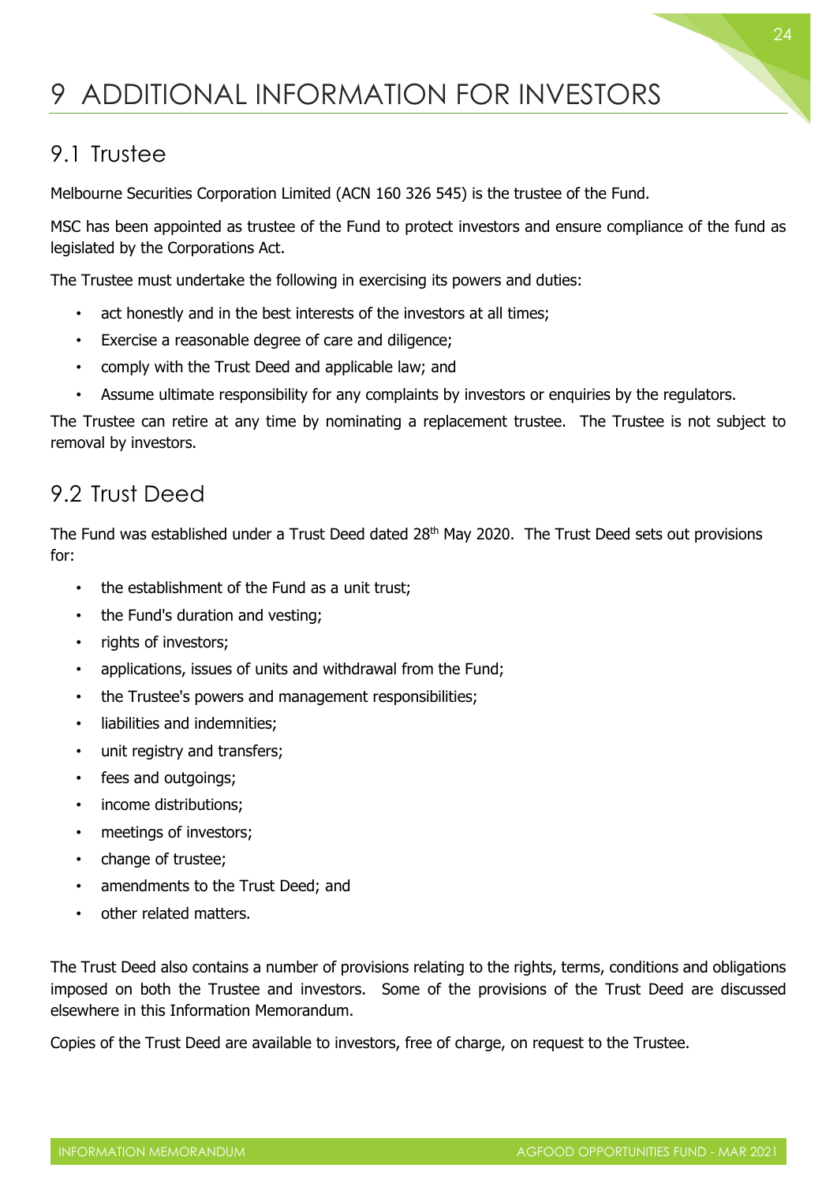# 9 ADDITIONAL INFORMATION FOR INVESTORS

## 9.1 Trustee

Melbourne Securities Corporation Limited (ACN 160 326 545) is the trustee of the Fund.

MSC has been appointed as trustee of the Fund to protect investors and ensure compliance of the fund as legislated by the Corporations Act.

The Trustee must undertake the following in exercising its powers and duties:

- act honestly and in the best interests of the investors at all times;
- Exercise a reasonable degree of care and diligence;
- comply with the Trust Deed and applicable law; and
- Assume ultimate responsibility for any complaints by investors or enquiries by the regulators.

The Trustee can retire at any time by nominating a replacement trustee. The Trustee is not subject to removal by investors.

## 9.2 Trust Deed

The Fund was established under a Trust Deed dated 28th May 2020. The Trust Deed sets out provisions for:

- the establishment of the Fund as a unit trust;
- the Fund's duration and vesting;
- rights of investors;
- applications, issues of units and withdrawal from the Fund;
- the Trustee's powers and management responsibilities;
- liabilities and indemnities;
- unit registry and transfers;
- fees and outgoings;
- income distributions;
- meetings of investors;
- change of trustee;
- amendments to the Trust Deed; and
- other related matters.

The Trust Deed also contains a number of provisions relating to the rights, terms, conditions and obligations imposed on both the Trustee and investors. Some of the provisions of the Trust Deed are discussed elsewhere in this Information Memorandum.

Copies of the Trust Deed are available to investors, free of charge, on request to the Trustee.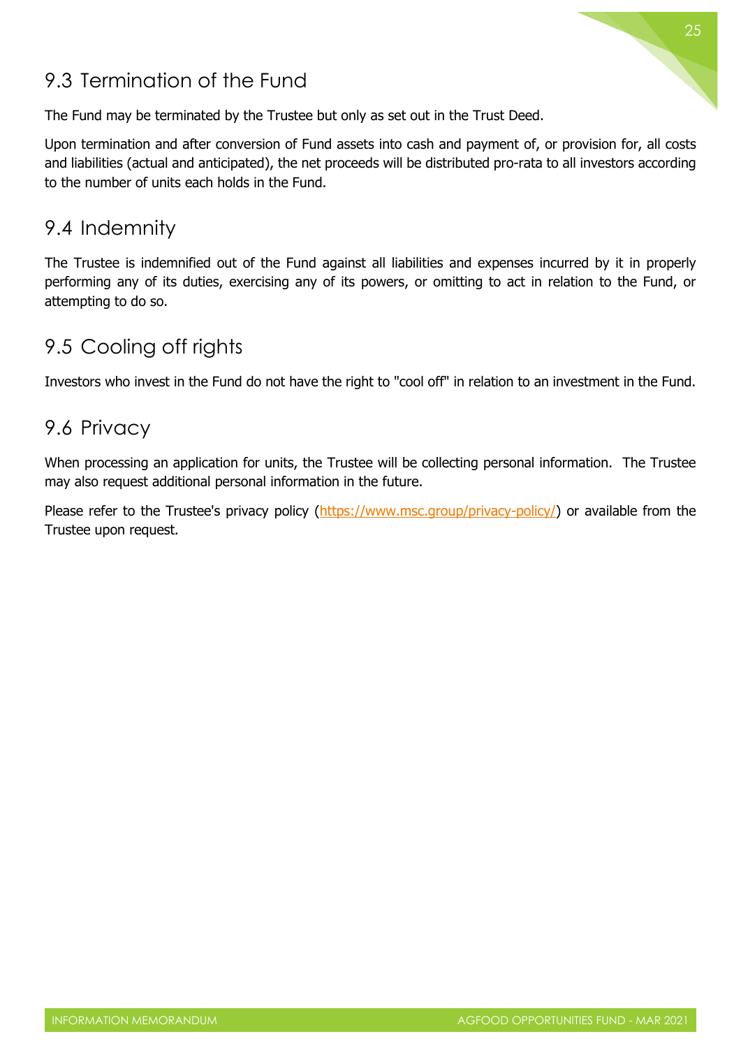## 9.3 Termination of the Fund

The Fund may be terminated by the Trustee but only as set out in the Trust Deed.

Upon termination and after conversion of Fund assets into cash and payment of, or provision for, all costs and liabilities (actual and anticipated), the net proceeds will be distributed pro-rata to all investors according to the number of units each holds in the Fund.

## 9.4 Indemnity

The Trustee is indemnified out of the Fund against all liabilities and expenses incurred by it in properly performing any of its duties, exercising any of its powers, or omitting to act in relation to the Fund, or attempting to do so.

## 9.5 Cooling off rights

Investors who invest in the Fund do not have the right to "cool off" in relation to an investment in the Fund.

## 9.6 Privacy

When processing an application for units, the Trustee will be collecting personal information. The Trustee may also request additional personal information in the future.

Please refer to the Trustee's privacy policy (https://www.msc.group/privacy-policy/) or available from the Trustee upon request.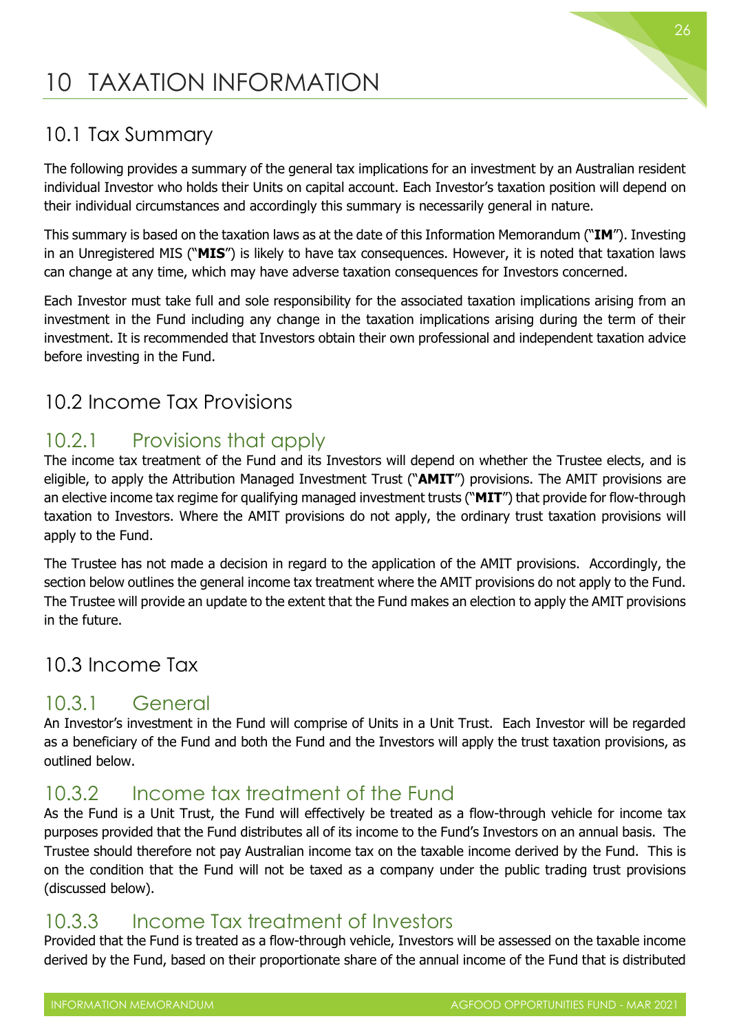# 10 TAXATION INFORMATION

## 10.1 Tax Summary

The following provides a summary of the general tax implications for an investment by an Australian resident individual Investor who holds their Units on capital account. Each Investor's taxation position will depend on their individual circumstances and accordingly this summary is necessarily general in nature.

This summary is based on the taxation laws as at the date of this Information Memorandum ("**IM**"). Investing in an Unregistered MIS ("**MIS**") is likely to have tax consequences. However, it is noted that taxation laws can change at any time, which may have adverse taxation consequences for Investors concerned.

Each Investor must take full and sole responsibility for the associated taxation implications arising from an investment in the Fund including any change in the taxation implications arising during the term of their investment. It is recommended that Investors obtain their own professional and independent taxation advice before investing in the Fund.

## 10.2 Income Tax Provisions

### 10.2.1 Provisions that apply

The income tax treatment of the Fund and its Investors will depend on whether the Trustee elects, and is eligible, to apply the Attribution Managed Investment Trust ("**AMIT**") provisions. The AMIT provisions are an elective income tax regime for qualifying managed investment trusts ("**MIT**") that provide for flow-through taxation to Investors. Where the AMIT provisions do not apply, the ordinary trust taxation provisions will apply to the Fund.

The Trustee has not made a decision in regard to the application of the AMIT provisions. Accordingly, the section below outlines the general income tax treatment where the AMIT provisions do not apply to the Fund. The Trustee will provide an update to the extent that the Fund makes an election to apply the AMIT provisions in the future.

## 10.3 Income Tax

### 10.3.1 General

An Investor's investment in the Fund will comprise of Units in a Unit Trust. Each Investor will be regarded as a beneficiary of the Fund and both the Fund and the Investors will apply the trust taxation provisions, as outlined below.

### 10.3.2 Income tax treatment of the Fund

As the Fund is a Unit Trust, the Fund will effectively be treated as a flow-through vehicle for income tax purposes provided that the Fund distributes all of its income to the Fund's Investors on an annual basis. The Trustee should therefore not pay Australian income tax on the taxable income derived by the Fund. This is on the condition that the Fund will not be taxed as a company under the public trading trust provisions (discussed below).

### 10.3.3 Income Tax treatment of Investors

Provided that the Fund is treated as a flow-through vehicle, Investors will be assessed on the taxable income derived by the Fund, based on their proportionate share of the annual income of the Fund that is distributed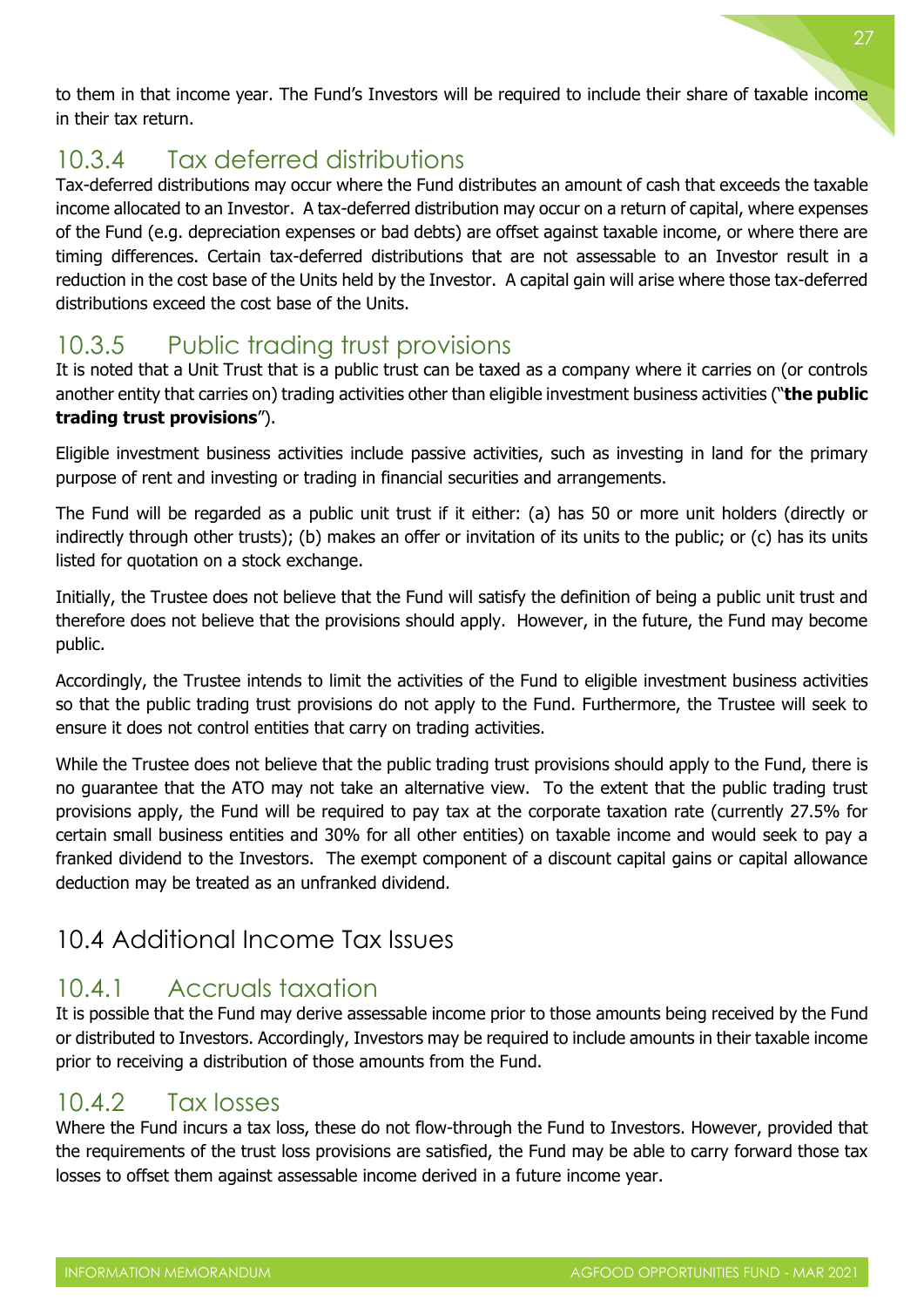to them in that income year. The Fund's Investors will be required to include their share of taxable income in their tax return.

### 10.3.4 Tax deferred distributions

Tax-deferred distributions may occur where the Fund distributes an amount of cash that exceeds the taxable income allocated to an Investor. A tax-deferred distribution may occur on a return of capital, where expenses of the Fund (e.g. depreciation expenses or bad debts) are offset against taxable income, or where there are timing differences. Certain tax-deferred distributions that are not assessable to an Investor result in a reduction in the cost base of the Units held by the Investor. A capital gain will arise where those tax-deferred distributions exceed the cost base of the Units.

### 10.3.5 Public trading trust provisions

It is noted that a Unit Trust that is a public trust can be taxed as a company where it carries on (or controls another entity that carries on) trading activities other than eligible investment business activities ("**the public trading trust provisions**").

Eligible investment business activities include passive activities, such as investing in land for the primary purpose of rent and investing or trading in financial securities and arrangements.

The Fund will be regarded as a public unit trust if it either: (a) has 50 or more unit holders (directly or indirectly through other trusts); (b) makes an offer or invitation of its units to the public; or (c) has its units listed for quotation on a stock exchange.

Initially, the Trustee does not believe that the Fund will satisfy the definition of being a public unit trust and therefore does not believe that the provisions should apply. However, in the future, the Fund may become public.

Accordingly, the Trustee intends to limit the activities of the Fund to eligible investment business activities so that the public trading trust provisions do not apply to the Fund. Furthermore, the Trustee will seek to ensure it does not control entities that carry on trading activities.

While the Trustee does not believe that the public trading trust provisions should apply to the Fund, there is no guarantee that the ATO may not take an alternative view. To the extent that the public trading trust provisions apply, the Fund will be required to pay tax at the corporate taxation rate (currently 27.5% for certain small business entities and 30% for all other entities) on taxable income and would seek to pay a franked dividend to the Investors. The exempt component of a discount capital gains or capital allowance deduction may be treated as an unfranked dividend.

## 10.4 Additional Income Tax Issues

### 10.4.1 Accruals taxation

It is possible that the Fund may derive assessable income prior to those amounts being received by the Fund or distributed to Investors. Accordingly, Investors may be required to include amounts in their taxable income prior to receiving a distribution of those amounts from the Fund.

### 10.4.2 Tax losses

Where the Fund incurs a tax loss, these do not flow-through the Fund to Investors. However, provided that the requirements of the trust loss provisions are satisfied, the Fund may be able to carry forward those tax losses to offset them against assessable income derived in a future income year.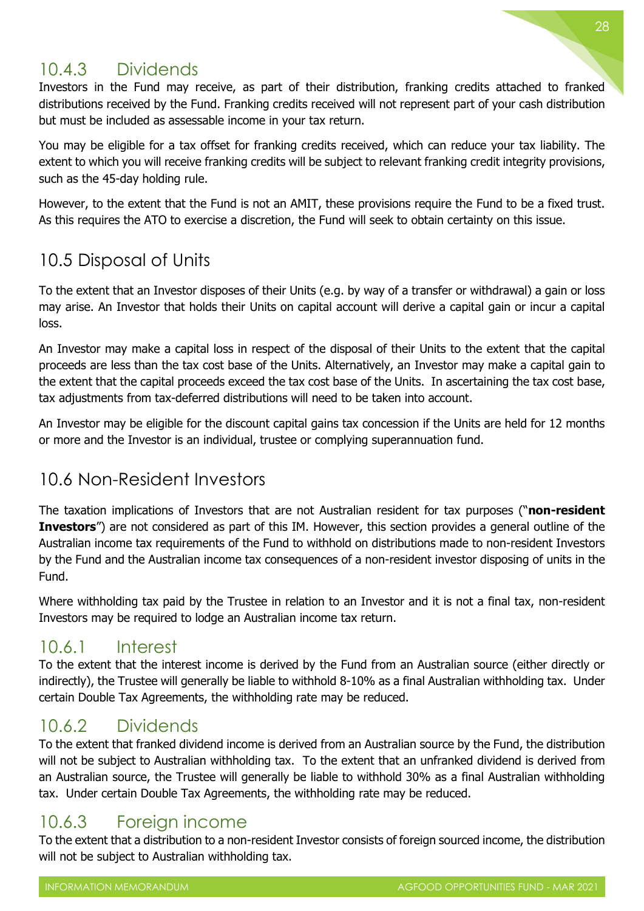### 10.4.3 Dividends

Investors in the Fund may receive, as part of their distribution, franking credits attached to franked distributions received by the Fund. Franking credits received will not represent part of your cash distribution but must be included as assessable income in your tax return.

You may be eligible for a tax offset for franking credits received, which can reduce your tax liability. The extent to which you will receive franking credits will be subject to relevant franking credit integrity provisions, such as the 45-day holding rule.

However, to the extent that the Fund is not an AMIT, these provisions require the Fund to be a fixed trust. As this requires the ATO to exercise a discretion, the Fund will seek to obtain certainty on this issue.

## 10.5 Disposal of Units

To the extent that an Investor disposes of their Units (e.g. by way of a transfer or withdrawal) a gain or loss may arise. An Investor that holds their Units on capital account will derive a capital gain or incur a capital loss.

An Investor may make a capital loss in respect of the disposal of their Units to the extent that the capital proceeds are less than the tax cost base of the Units. Alternatively, an Investor may make a capital gain to the extent that the capital proceeds exceed the tax cost base of the Units. In ascertaining the tax cost base, tax adjustments from tax-deferred distributions will need to be taken into account.

An Investor may be eligible for the discount capital gains tax concession if the Units are held for 12 months or more and the Investor is an individual, trustee or complying superannuation fund.

## 10.6 Non-Resident Investors

The taxation implications of Investors that are not Australian resident for tax purposes ("**non-resident Investors**") are not considered as part of this IM. However, this section provides a general outline of the Australian income tax requirements of the Fund to withhold on distributions made to non-resident Investors by the Fund and the Australian income tax consequences of a non-resident investor disposing of units in the Fund.

Where withholding tax paid by the Trustee in relation to an Investor and it is not a final tax, non-resident Investors may be required to lodge an Australian income tax return.

### 10.6.1 Interest

To the extent that the interest income is derived by the Fund from an Australian source (either directly or indirectly), the Trustee will generally be liable to withhold 8-10% as a final Australian withholding tax. Under certain Double Tax Agreements, the withholding rate may be reduced.

### 10.6.2 Dividends

To the extent that franked dividend income is derived from an Australian source by the Fund, the distribution will not be subject to Australian withholding tax. To the extent that an unfranked dividend is derived from an Australian source, the Trustee will generally be liable to withhold 30% as a final Australian withholding tax. Under certain Double Tax Agreements, the withholding rate may be reduced.

### 10.6.3 Foreign income

To the extent that a distribution to a non-resident Investor consists of foreign sourced income, the distribution will not be subject to Australian withholding tax.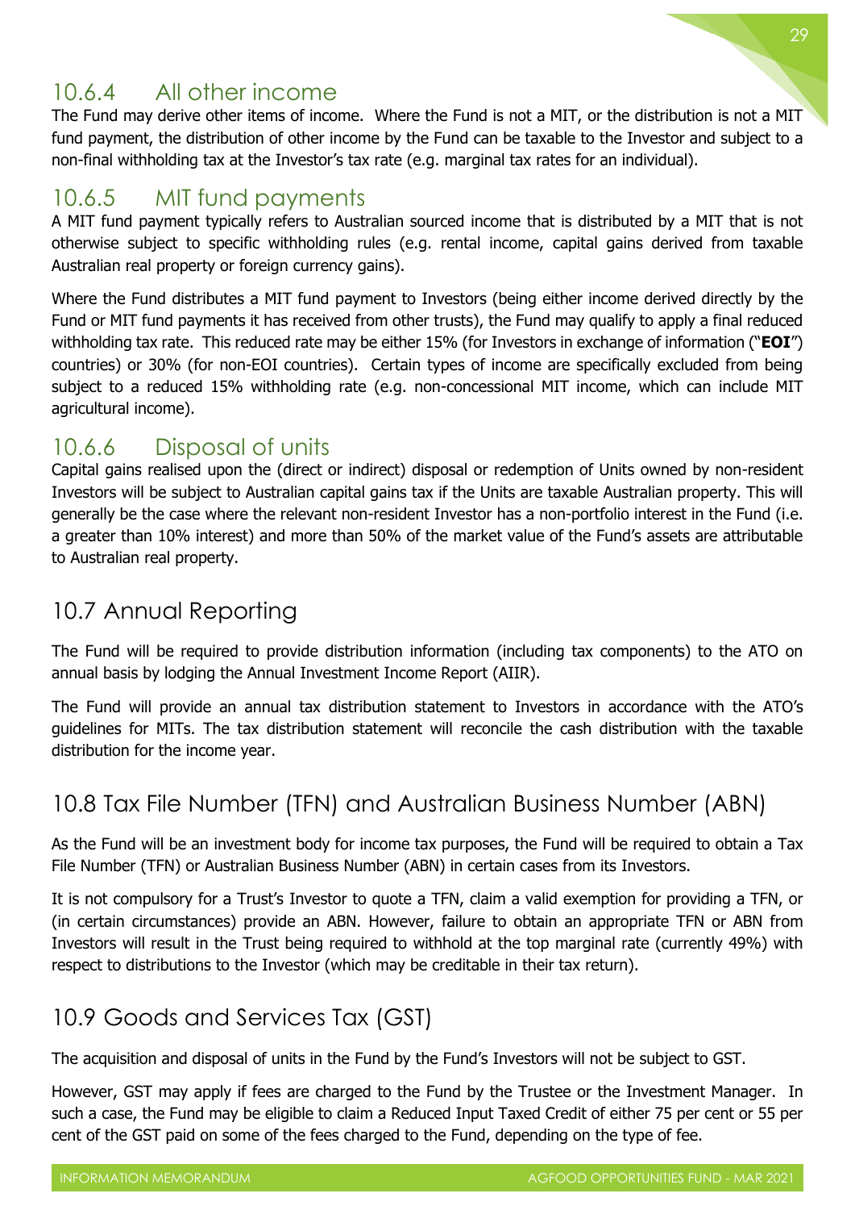### 10.6.4 All other income

The Fund may derive other items of income. Where the Fund is not a MIT, or the distribution is not a MIT fund payment, the distribution of other income by the Fund can be taxable to the Investor and subject to a non-final withholding tax at the Investor's tax rate (e.g. marginal tax rates for an individual).

### 10.6.5 MIT fund payments

A MIT fund payment typically refers to Australian sourced income that is distributed by a MIT that is not otherwise subject to specific withholding rules (e.g. rental income, capital gains derived from taxable Australian real property or foreign currency gains).

Where the Fund distributes a MIT fund payment to Investors (being either income derived directly by the Fund or MIT fund payments it has received from other trusts), the Fund may qualify to apply a final reduced withholding tax rate. This reduced rate may be either 15% (for Investors in exchange of information ("**EOI**") countries) or 30% (for non-EOI countries). Certain types of income are specifically excluded from being subject to a reduced 15% withholding rate (e.g. non-concessional MIT income, which can include MIT agricultural income).

### 10.6.6 Disposal of units

Capital gains realised upon the (direct or indirect) disposal or redemption of Units owned by non-resident Investors will be subject to Australian capital gains tax if the Units are taxable Australian property. This will generally be the case where the relevant non-resident Investor has a non-portfolio interest in the Fund (i.e. a greater than 10% interest) and more than 50% of the market value of the Fund's assets are attributable to Australian real property.

## 10.7 Annual Reporting

The Fund will be required to provide distribution information (including tax components) to the ATO on annual basis by lodging the Annual Investment Income Report (AIIR).

The Fund will provide an annual tax distribution statement to Investors in accordance with the ATO's guidelines for MITs. The tax distribution statement will reconcile the cash distribution with the taxable distribution for the income year.

## 10.8 Tax File Number (TFN) and Australian Business Number (ABN)

As the Fund will be an investment body for income tax purposes, the Fund will be required to obtain a Tax File Number (TFN) or Australian Business Number (ABN) in certain cases from its Investors.

It is not compulsory for a Trust's Investor to quote a TFN, claim a valid exemption for providing a TFN, or (in certain circumstances) provide an ABN. However, failure to obtain an appropriate TFN or ABN from Investors will result in the Trust being required to withhold at the top marginal rate (currently 49%) with respect to distributions to the Investor (which may be creditable in their tax return).

## 10.9 Goods and Services Tax (GST)

The acquisition and disposal of units in the Fund by the Fund's Investors will not be subject to GST.

However, GST may apply if fees are charged to the Fund by the Trustee or the Investment Manager. In such a case, the Fund may be eligible to claim a Reduced Input Taxed Credit of either 75 per cent or 55 per cent of the GST paid on some of the fees charged to the Fund, depending on the type of fee.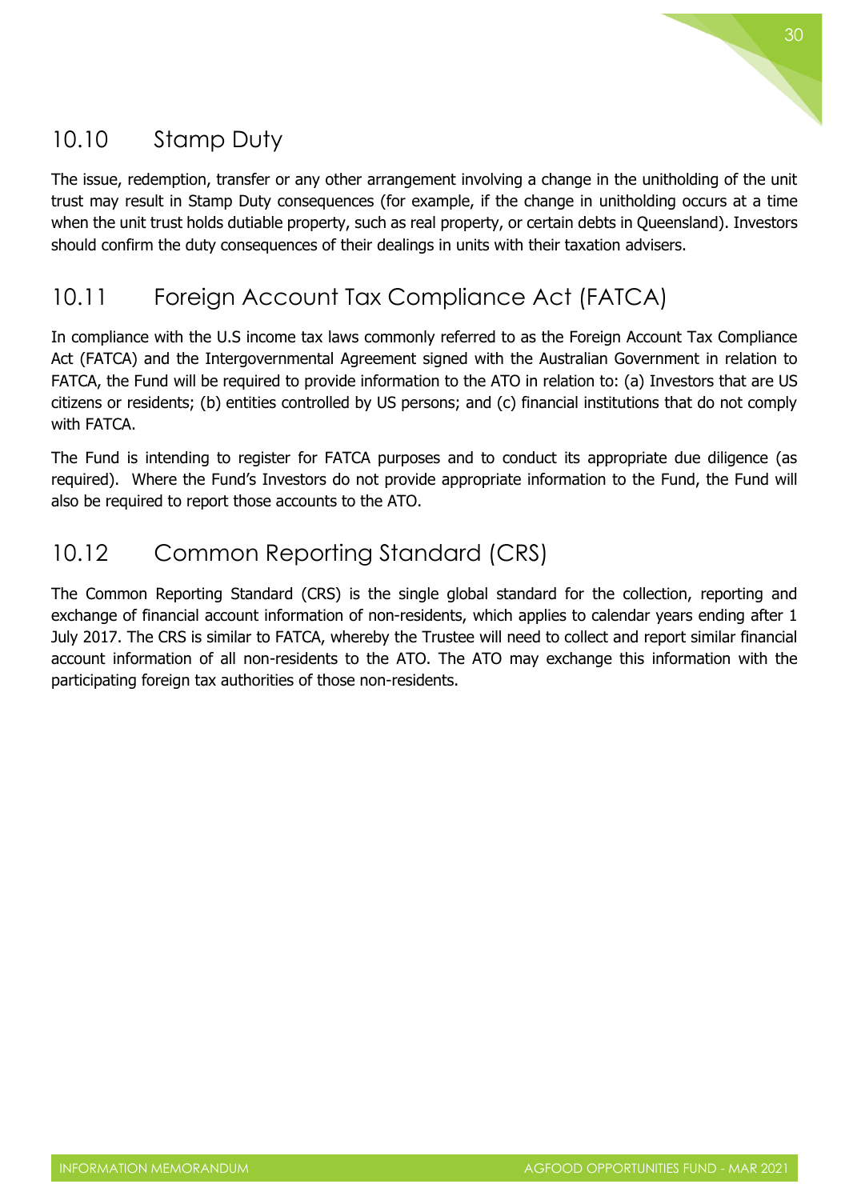## 10.10 Stamp Duty

The issue, redemption, transfer or any other arrangement involving a change in the unitholding of the unit trust may result in Stamp Duty consequences (for example, if the change in unitholding occurs at a time when the unit trust holds dutiable property, such as real property, or certain debts in Queensland). Investors should confirm the duty consequences of their dealings in units with their taxation advisers.

## 10.11 Foreign Account Tax Compliance Act (FATCA)

In compliance with the U.S income tax laws commonly referred to as the Foreign Account Tax Compliance Act (FATCA) and the Intergovernmental Agreement signed with the Australian Government in relation to FATCA, the Fund will be required to provide information to the ATO in relation to: (a) Investors that are US citizens or residents; (b) entities controlled by US persons; and (c) financial institutions that do not comply with FATCA.

The Fund is intending to register for FATCA purposes and to conduct its appropriate due diligence (as required). Where the Fund's Investors do not provide appropriate information to the Fund, the Fund will also be required to report those accounts to the ATO.

## 10.12 Common Reporting Standard (CRS)

The Common Reporting Standard (CRS) is the single global standard for the collection, reporting and exchange of financial account information of non-residents, which applies to calendar years ending after 1 July 2017. The CRS is similar to FATCA, whereby the Trustee will need to collect and report similar financial account information of all non-residents to the ATO. The ATO may exchange this information with the participating foreign tax authorities of those non-residents.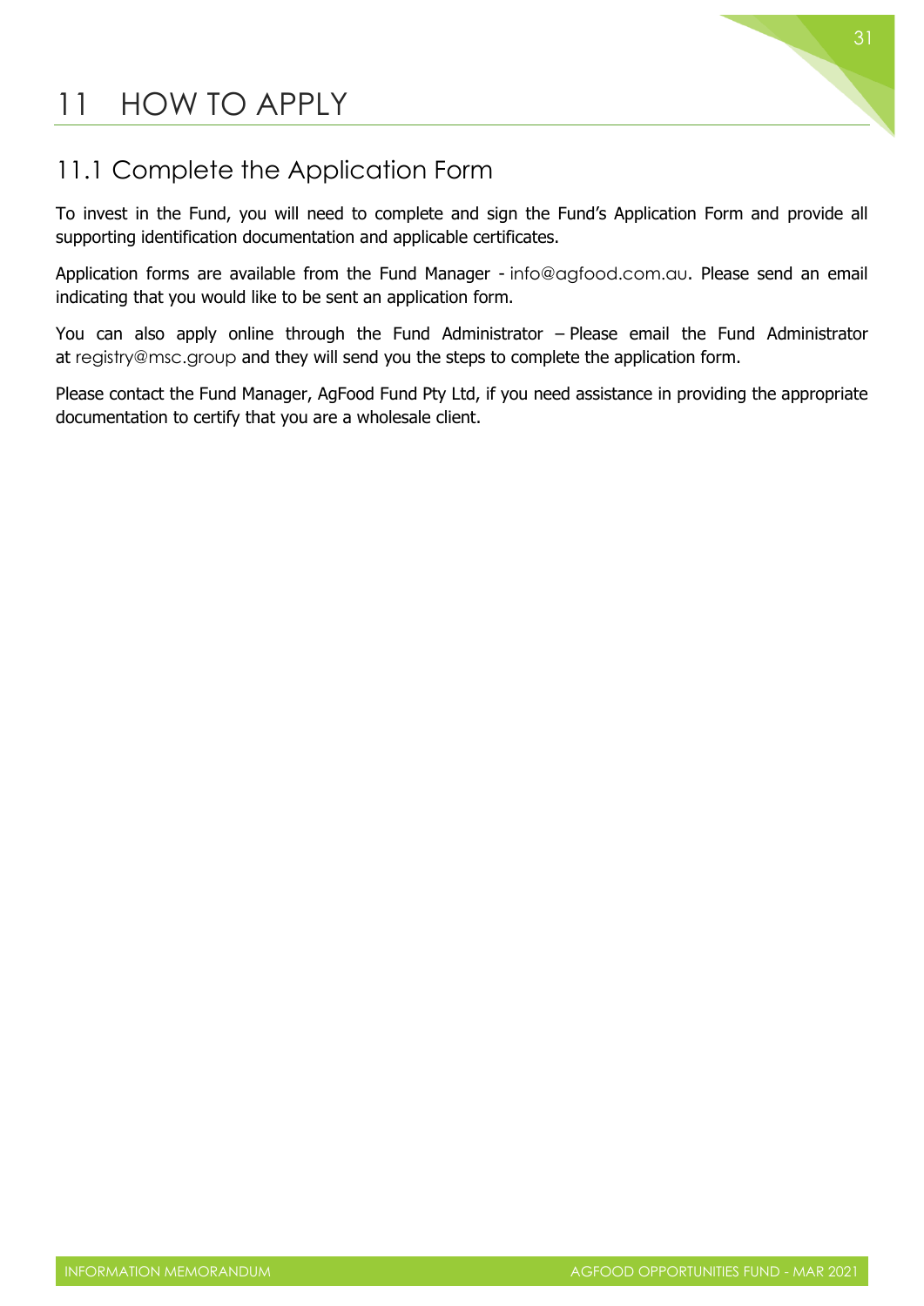# 11 HOW TO APPLY

## 11.1 Complete the Application Form

To invest in the Fund, you will need to complete and sign the Fund's Application Form and provide all supporting identification documentation and applicable certificates.

Application forms are available from the Fund Manager - info@agfood.com.au. Please send an email indicating that you would like to be sent an application form.

You can also apply online through the Fund Administrator – Please email the Fund Administrator at registry@msc.group and they will send you the steps to complete the application form.

Please contact the Fund Manager, AgFood Fund Pty Ltd, if you need assistance in providing the appropriate documentation to certify that you are a wholesale client.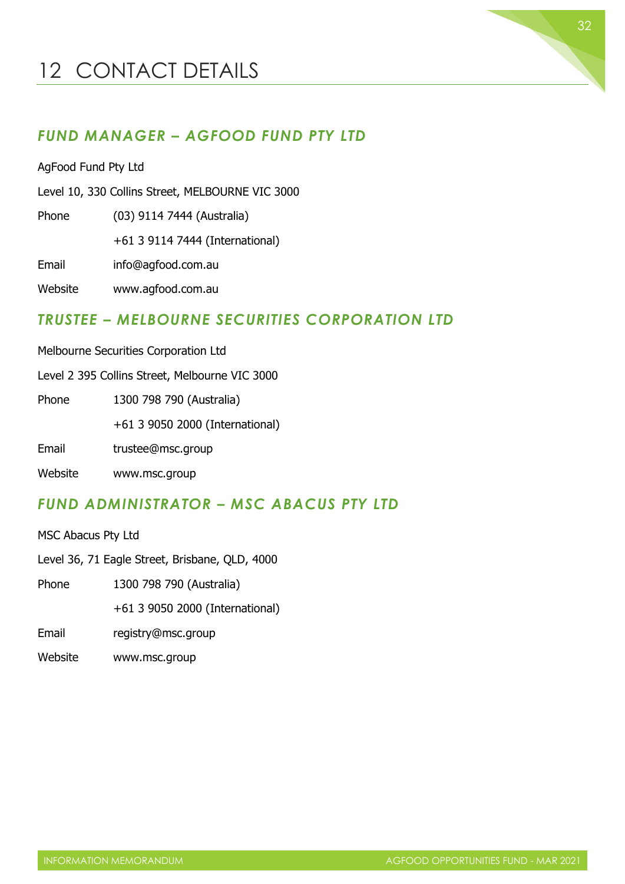# 12 CONTACT DETAILS

## *FUND MANAGER – AGFOOD FUND PTY LTD*

AgFood Fund Pty Ltd

Level 10, 330 Collins Street, MELBOURNE VIC 3000

Phone (03) 9114 7444 (Australia)

+61 3 9114 7444 (International)

Email info@agfood.com.au

Website www.agfood.com.au

## *TRUSTEE – MELBOURNE SECURITIES CORPORATION LTD*

Melbourne Securities Corporation Ltd

Level 2 395 Collins Street, Melbourne VIC 3000

Phone 1300 798 790 (Australia)

+61 3 9050 2000 (International)

Email trustee@msc.group

Website www.msc.group

## *FUND ADMINISTRATOR – MSC ABACUS PTY LTD*

MSC Abacus Pty Ltd

Level 36, 71 Eagle Street, Brisbane, QLD, 4000

Phone 1300 798 790 (Australia)

+61 3 9050 2000 (International)

Email registry@msc.group

Website www.msc.group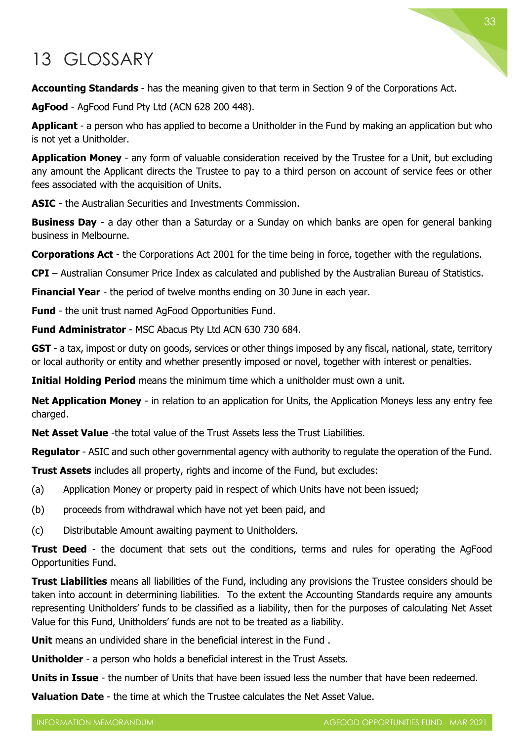# 13 GLOSSARY

**Accounting Standards** - has the meaning given to that term in Section 9 of the Corporations Act.

**AgFood** - AgFood Fund Pty Ltd (ACN 628 200 448).

**Applicant** - a person who has applied to become a Unitholder in the Fund by making an application but who is not yet a Unitholder.

**Application Money** - any form of valuable consideration received by the Trustee for a Unit, but excluding any amount the Applicant directs the Trustee to pay to a third person on account of service fees or other fees associated with the acquisition of Units.

**ASIC** - the Australian Securities and Investments Commission.

**Business Day** - a day other than a Saturday or a Sunday on which banks are open for general banking business in Melbourne.

**Corporations Act** - the Corporations Act 2001 for the time being in force, together with the regulations.

**CPI** – Australian Consumer Price Index as calculated and published by the Australian Bureau of Statistics.

**Financial Year** - the period of twelve months ending on 30 June in each year.

**Fund** - the unit trust named AgFood Opportunities Fund.

**Fund Administrator** - MSC Abacus Pty Ltd ACN 630 730 684.

**GST** - a tax, impost or duty on goods, services or other things imposed by any fiscal, national, state, territory or local authority or entity and whether presently imposed or novel, together with interest or penalties.

**Initial Holding Period** means the minimum time which a unitholder must own a unit.

**Net Application Money** - in relation to an application for Units, the Application Moneys less any entry fee charged.

**Net Asset Value** -the total value of the Trust Assets less the Trust Liabilities.

**Regulator** - ASIC and such other governmental agency with authority to regulate the operation of the Fund.

**Trust Assets** includes all property, rights and income of the Fund, but excludes:

(a) Application Money or property paid in respect of which Units have not been issued;

(b) proceeds from withdrawal which have not yet been paid, and

(c) Distributable Amount awaiting payment to Unitholders.

**Trust Deed** - the document that sets out the conditions, terms and rules for operating the AgFood Opportunities Fund.

**Trust Liabilities** means all liabilities of the Fund, including any provisions the Trustee considers should be taken into account in determining liabilities. To the extent the Accounting Standards require any amounts representing Unitholders' funds to be classified as a liability, then for the purposes of calculating Net Asset Value for this Fund, Unitholders' funds are not to be treated as a liability.

**Unit** means an undivided share in the beneficial interest in the Fund .

**Unitholder** - a person who holds a beneficial interest in the Trust Assets.

**Units in Issue** - the number of Units that have been issued less the number that have been redeemed.

**Valuation Date** - the time at which the Trustee calculates the Net Asset Value.